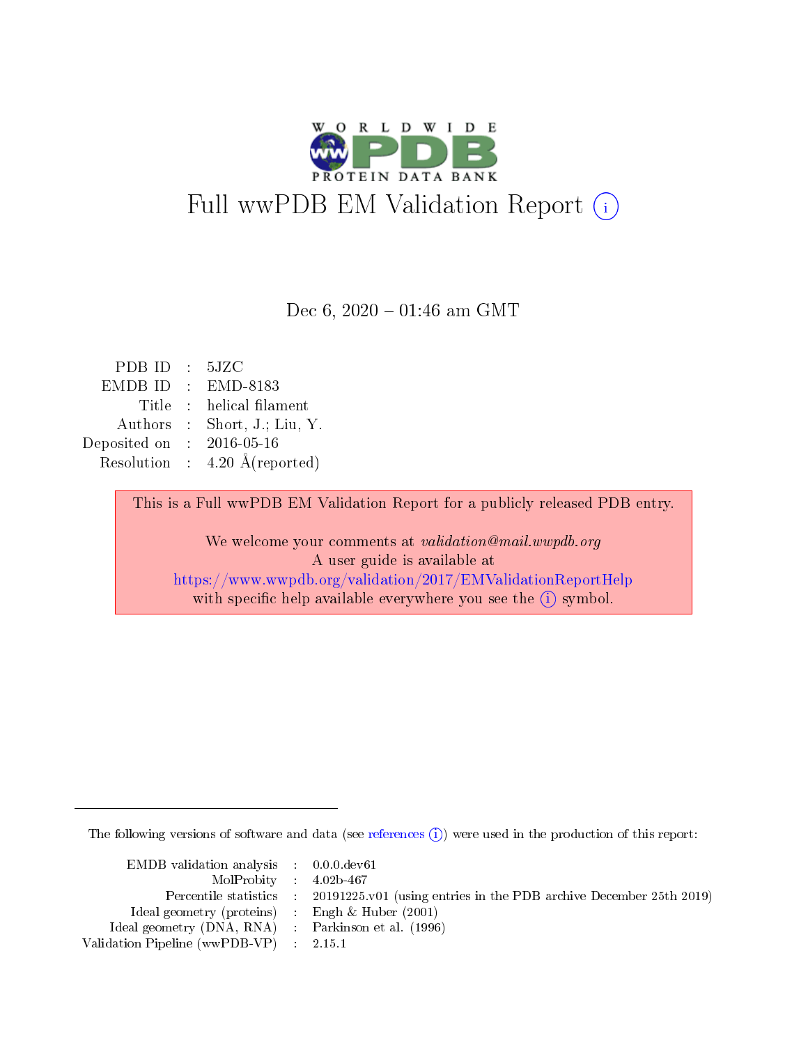# Full wwPDB EM Validation Report (i)

Dec 6, 2020 – 01:46 am GMT

| | | |
|---|---|---|
| PDB ID | : | 5JZC |
| EMDB ID | : | EMD-8183 |
| Title | : | helical filament |
| Authors | : | Short, J.; Liu, Y. |
| Deposited on | : | 2016-05-16 |
| Resolution | : | 4.20 Å(reported) |

This is a Full wwPDB EM Validation Report for a publicly released PDB entry.

We welcome your comments at *validation@mail.wwpdb.org*
A user guide is available at
https://www.wwpdb.org/validation/2017/EMValidationReportHelp
with specific help available everywhere you see the (i) symbol.

The following versions of software and data (see references (i)) were used in the production of this report:

| | | |
|---|---|---|
| EMDB validation analysis | : | 0.0.0.dev61 |
| MolProbity | : | 4.02b-467 |
| Percentile statistics | : | 20191225.v01 (using entries in the PDB archive December 25th 2019) |
| Ideal geometry (proteins) | : | Engh & Huber (2001) |
| Ideal geometry (DNA, RNA) | : | Parkinson et al. (1996) |
| Validation Pipeline (wwPDB-VP) | : | 2.15.1 |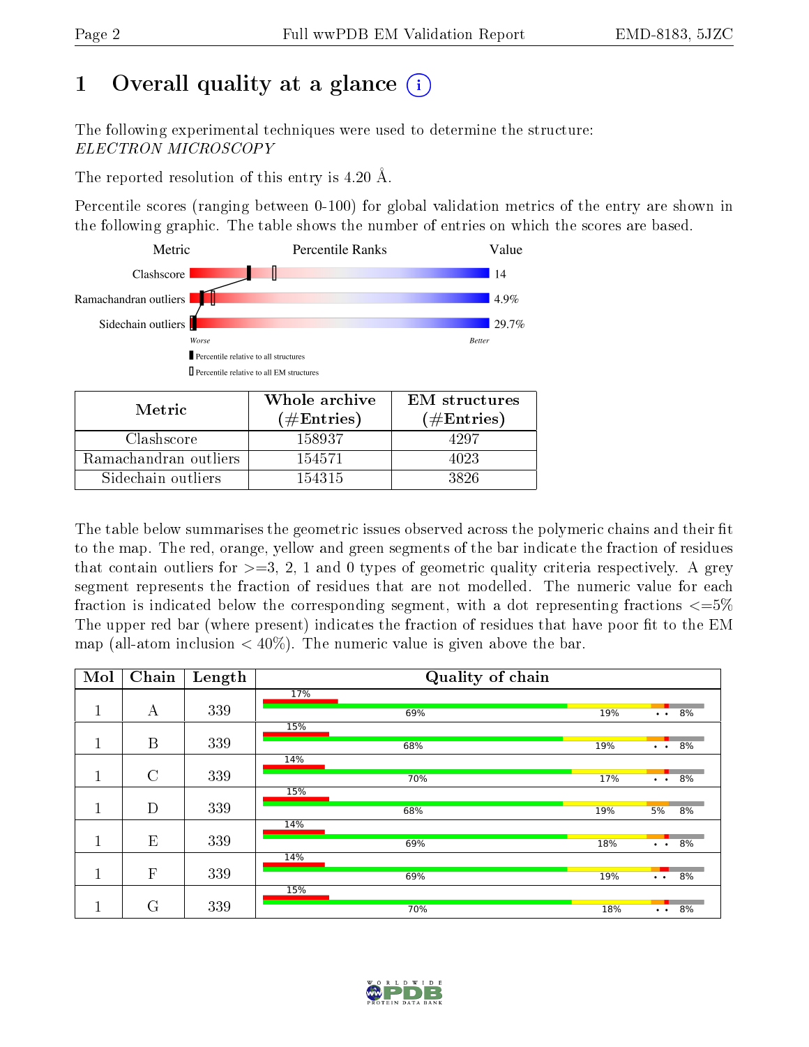# 1 Overall quality at a glance

The following experimental techniques were used to determine the structure: *ELECTRON MICROSCOPY*

The reported resolution of this entry is 4.20 Å.

Percentile scores (ranging between 0-100) for global validation metrics of the entry are shown in the following graphic. The table shows the number of entries on which the scores are based.

| Metric | Value |
|---|---|
| Clashscore | 14 |
| Ramachandran outliers | 4.9% |
| Sidechain outliers | 29.7% |

Worse — Better

■ Percentile relative to all structures
□ Percentile relative to all EM structures

| Metric | Whole archive (#Entries) | EM structures (#Entries) |
|---|---|---|
| Clashscore | 158937 | 4297 |
| Ramachandran outliers | 154571 | 4023 |
| Sidechain outliers | 154315 | 3826 |

The table below summarises the geometric issues observed across the polymeric chains and their fit to the map. The red, orange, yellow and green segments of the bar indicate the fraction of residues that contain outliers for >=3, 2, 1 and 0 types of geometric quality criteria respectively. A grey segment represents the fraction of residues that are not modelled. The numeric value for each fraction is indicated below the corresponding segment, with a dot representing fractions <=5% The upper red bar (where present) indicates the fraction of residues that have poor fit to the EM map (all-atom inclusion < 40%). The numeric value is given above the bar.

| Mol | Chain | Length | Quality of chain |
|---|---|---|---|
| 1 | A | 339 | 17% / 69% / 19% / • • / 8% |
| 1 | B | 339 | 15% / 68% / 19% / • • / 8% |
| 1 | C | 339 | 14% / 70% / 17% / • • / 8% |
| 1 | D | 339 | 15% / 68% / 19% / 5% / 8% |
| 1 | E | 339 | 14% / 69% / 18% / • • / 8% |
| 1 | F | 339 | 14% / 69% / 19% / • • / 8% |
| 1 | G | 339 | 15% / 70% / 18% / • • / 8% |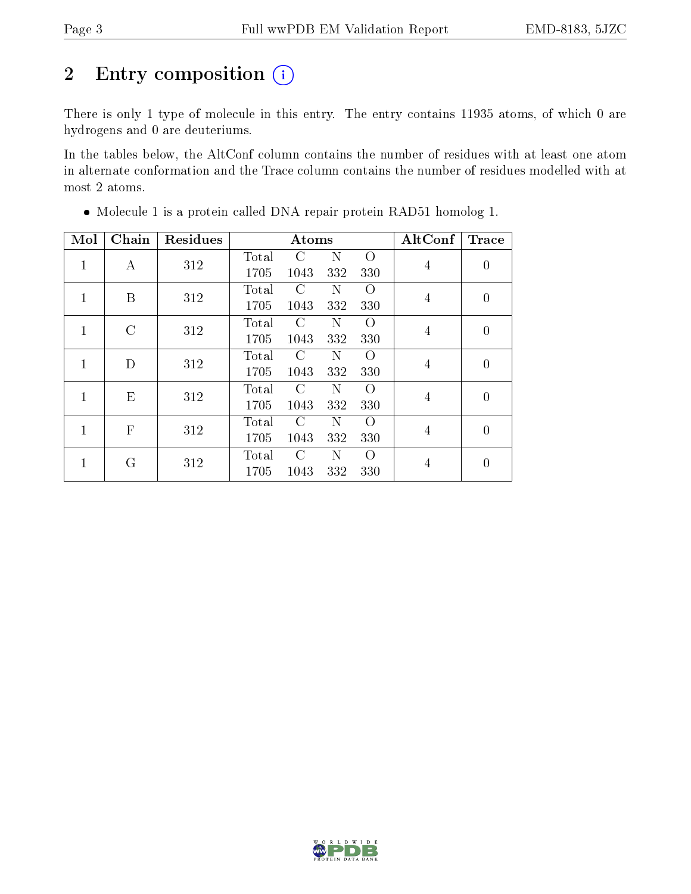## 2 Entry composition

There is only 1 type of molecule in this entry. The entry contains 11935 atoms, of which 0 are hydrogens and 0 are deuteriums.

In the tables below, the AltConf column contains the number of residues with at least one atom in alternate conformation and the Trace column contains the number of residues modelled with at most 2 atoms.

- Molecule 1 is a protein called DNA repair protein RAD51 homolog 1.

| Mol | Chain | Residues | Atoms | | | | AltConf | Trace |
|---|---|---|---|---|---|---|---|---|
| 1 | A | 312 | Total<br>1705 | C<br>1043 | N<br>332 | O<br>330 | 4 | 0 |
| 1 | B | 312 | Total<br>1705 | C<br>1043 | N<br>332 | O<br>330 | 4 | 0 |
| 1 | C | 312 | Total<br>1705 | C<br>1043 | N<br>332 | O<br>330 | 4 | 0 |
| 1 | D | 312 | Total<br>1705 | C<br>1043 | N<br>332 | O<br>330 | 4 | 0 |
| 1 | E | 312 | Total<br>1705 | C<br>1043 | N<br>332 | O<br>330 | 4 | 0 |
| 1 | F | 312 | Total<br>1705 | C<br>1043 | N<br>332 | O<br>330 | 4 | 0 |
| 1 | G | 312 | Total<br>1705 | C<br>1043 | N<br>332 | O<br>330 | 4 | 0 |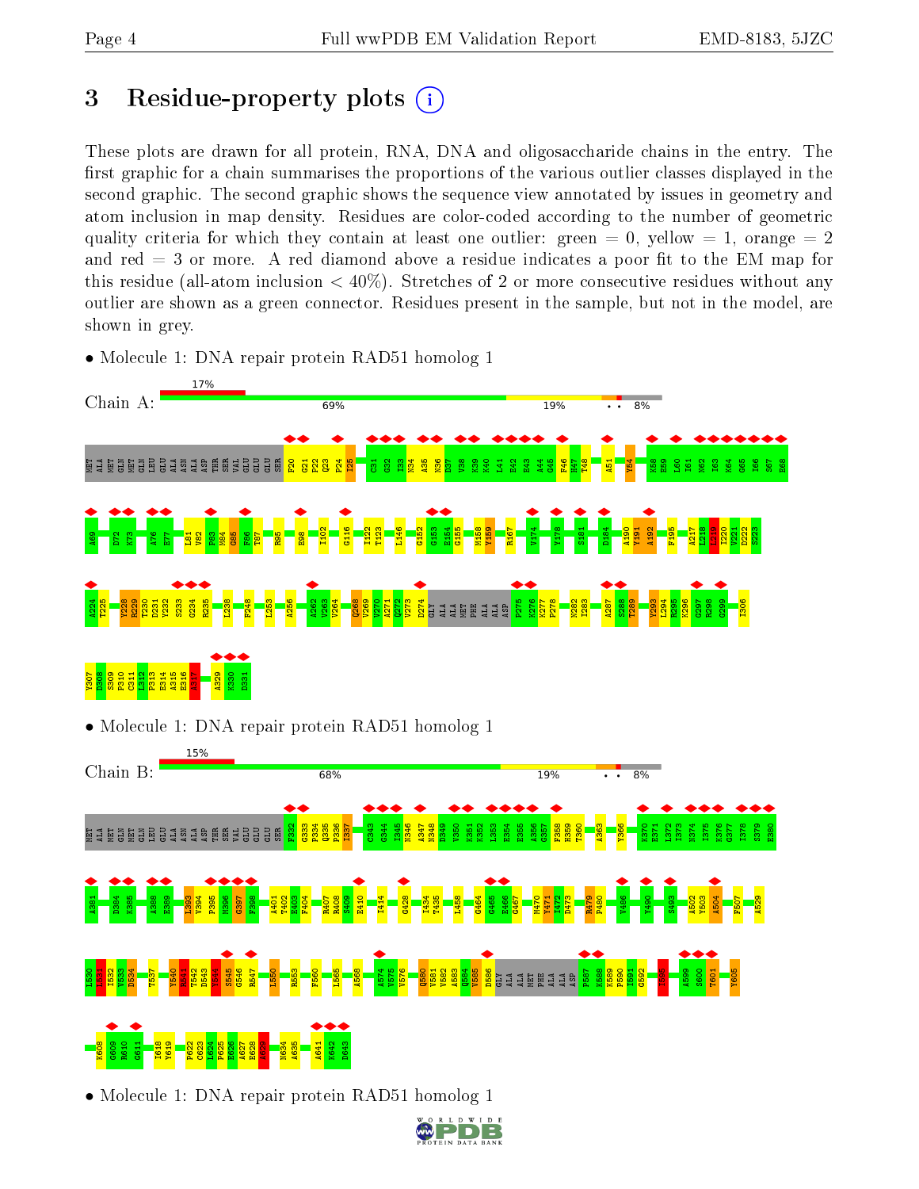# 3 Residue-property plots

These plots are drawn for all protein, RNA, DNA and oligosaccharide chains in the entry. The first graphic for a chain summarises the proportions of the various outlier classes displayed in the second graphic. The second graphic shows the sequence view annotated by issues in geometry and atom inclusion in map density. Residues are color-coded according to the number of geometric quality criteria for which they contain at least one outlier: green = 0, yellow = 1, orange = 2 and red = 3 or more. A red diamond above a residue indicates a poor fit to the EM map for this residue (all-atom inclusion < 40%). Stretches of 2 or more consecutive residues without any outlier are shown as a green connector. Residues present in the sample, but not in the model, are shown in grey.

- Molecule 1: DNA repair protein RAD51 homolog 1

Chain A: 17% | 69% | 19% | • • | 8%

- Molecule 1: DNA repair protein RAD51 homolog 1

Chain B: 15% | 68% | 19% | • • | 8%

- Molecule 1: DNA repair protein RAD51 homolog 1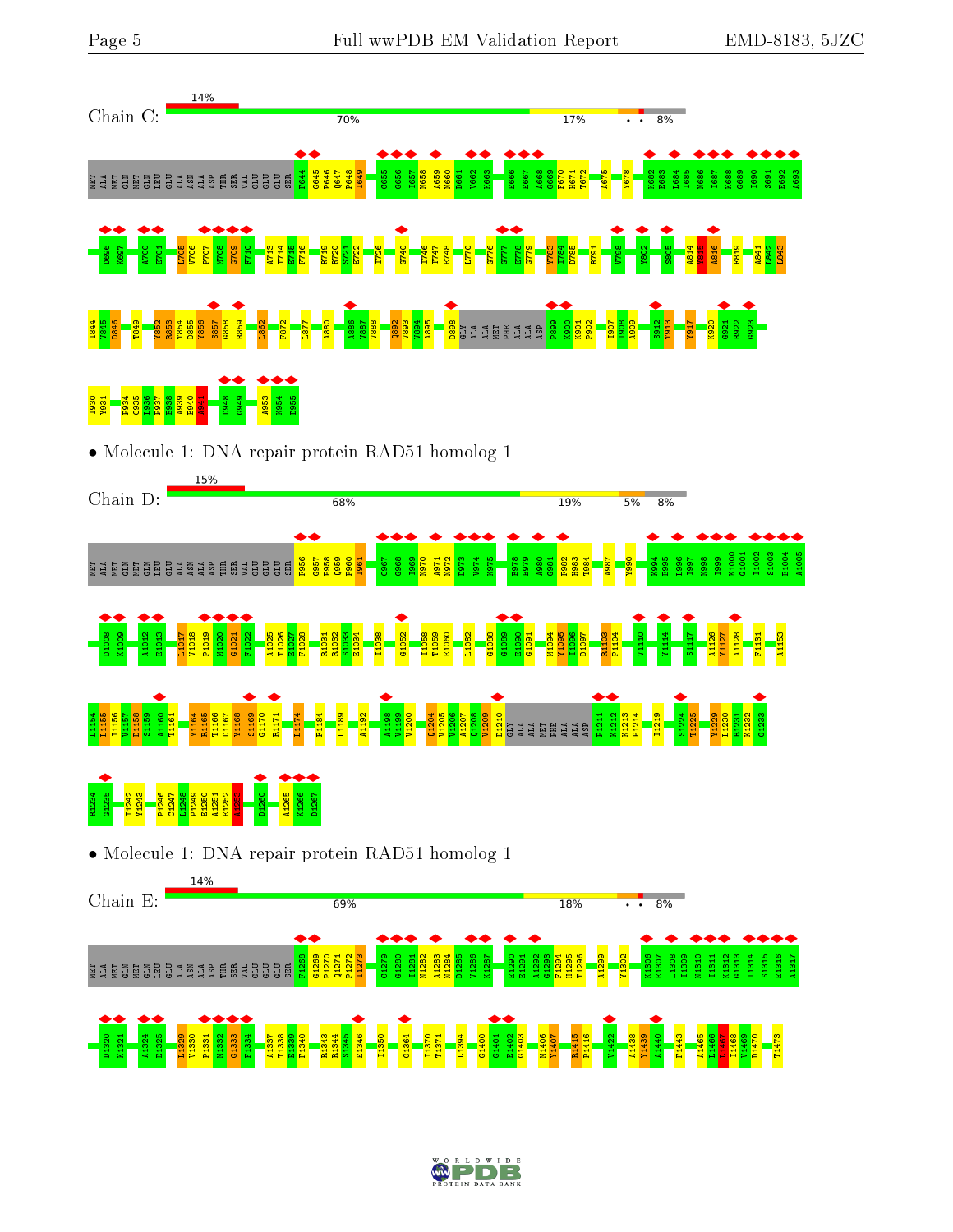Chain C: 14% | 70% | 17% | • • | 8%

MET ALA MET GLN MET GLN LEU GLU ALA ASN ALA ASP THR SER VAL GLU GLU GLU SER F644 G645 P646 Q647 P648 I649 C655 G656 I657 N658 A659 N660 D661 V662 K663 E666 E667 A668 G669 F670 H671 T672 A675 Y678 K682 E683 L684 I685 N686 I687 K688 G689 I690 S691 E692 A693 D696 K697 A700 E701 L705 V706 P707 M708 G709 F710 A713 T714 E715 F716 R719 R720 S721 E722 I726 G740 I746 T747 E748 L770 G776 G777 E778 G779 Y783 I784 D785 R791 V798 Y802 S805 A814 M815 A816 F819 A841 L842 L843 I844 V845 D846 T849 Y852 R853 T854 D855 Y856 S857 G858 R859 L862 F872 L877 A880 A886 V887 V888 Q892 V893 V894 A895 D898 GLY ALA ALA MET PHE ALA ALA ASP P899 K900 K901 P902 I907 I908 A909 S912 T913 Y917 K920 G921 R922 G923 I930 Y931 P934 C935 I936 P937 E938 A939 E940 A941 D948 G949 A953 K954 D955

• Molecule 1: DNA repair protein RAD51 homolog 1

Chain D: 15% | 68% | 19% | 5% | 8%

MET ALA MET GLN MET GLN LEU GLU ALA ASN ALA ASP THR SER VAL GLU GLU GLU SER F956 G957 P958 Q959 P960 I961 C967 G968 I969 N970 A971 N972 D973 V974 K975 E978 E979 A980 G981 F982 H983 T984 A987 Y990 K994 E995 L996 I997 N998 I999 K1000 G1001 I1002 S1003 E1004 A1005 D1008 K1009 A1012 E1013 L1017 V1018 P1019 M1020 G1021 F1022 A1025 T1026 E1027 F1028 R1031 R1032 S1033 E1034 I1038 G1052 I1058 T1059 E1060 L1082 G1088 G1089 E1090 G1091 M1094 Y1095 I1096 D1097 R1103 P1104 V1110 Y1114 S1117 A1126 M1127 A1128 F1131 A1153 L1154 V1155 I1156 V1157 D1158 S1159 A1160 T1161 Y1164 R1165 T1166 D1167 Y1168 S1169 G1170 R1171 L1174 F1184 L1189 A1192 A1198 V1199 V1200 Q1204 V1205 V1206 A1207 Q1208 V1209 D1210 GLY ALA ALA MET PHE ALA ALA ASP P1211 K1212 K1213 P1214 I1219 S1224 T1225 Y1229 L1230 R1231 K1232 G1233 R1234 G1235 I1242 Y1243 P1246 C1247 I1248 P1249 E1250 A1251 E1252 A1253 D1260 A1265 K1266 D1267

• Molecule 1: DNA repair protein RAD51 homolog 1

Chain E: 14% | 69% | 18% | • • | 8%

MET ALA MET GLN MET GLN LEU GLU ALA ASN ALA ASP THR SER VAL GLU GLU GLU SER F1268 G1269 P1270 Q1271 P1272 I1273 C1279 G1280 I1281 N1282 A1283 N1284 D1285 V1286 K1287 E1290 E1291 A1292 G1293 F1294 H1295 T1296 A1299 Y1302 K1306 E1307 L1308 I1309 N1310 I1311 K1312 G1313 I1314 S1315 E1316 A1317 D1320 K1321 A1324 E1325 L1329 V1330 P1331 M1332 G1333 F1334 A1337 T1338 E1339 F1340 R1343 R1344 S1345 E1346 I1350 G1364 I1370 T1371 L1394 G1400 G1401 E1402 G1403 M1406 Y1407 R1415 P1416 V1422 A1438 M1439 A1440 F1443 A1465 L1466 L1467 I1468 V1469 D1470 T1473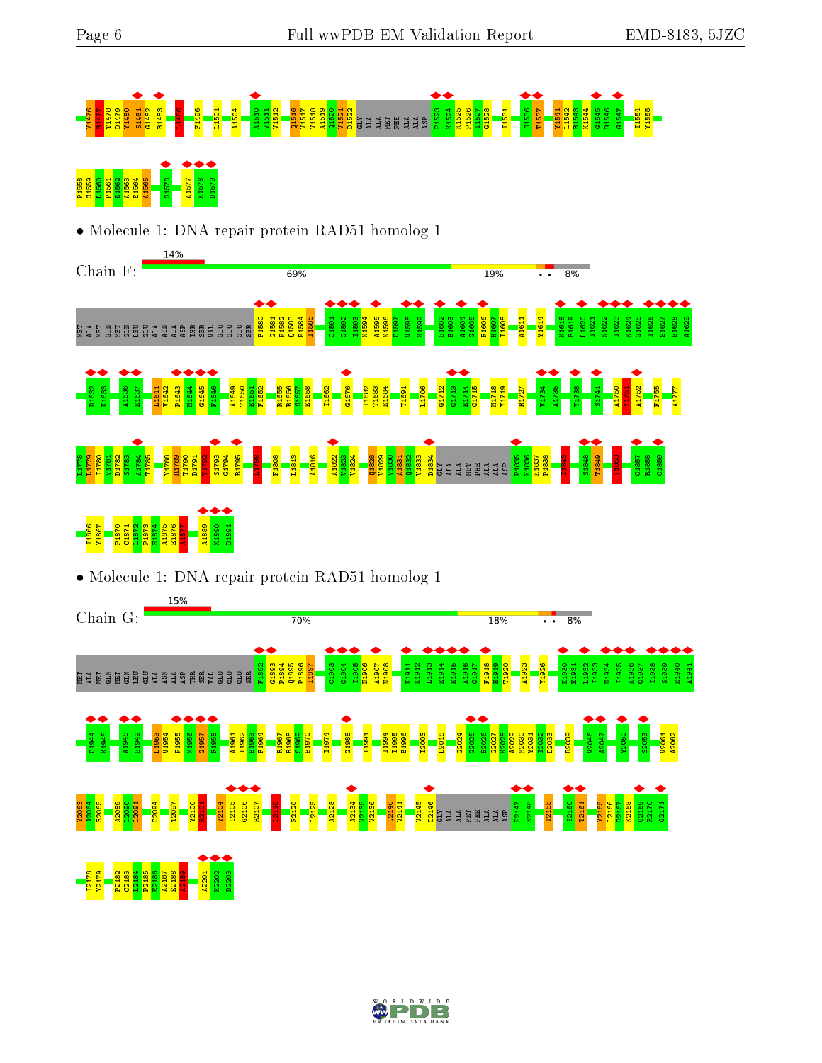Y1476 R1477 T1478 D1479 Y1480 S1481 G1482 R1483 L1494 F1496 L1501 L1504 A1510 V1511 V1512 Q1516 V1517 V1518 A1519 Q1520 V1521 D1522 GLY ALA ALA MET PHE ALA ALA ASP P1523 K1524 K1525 P1526 I1527 G1528 I1531 S1536 T1537 Y1541 L1542 R1543 K1544 G1545 R1546 G1547 I1554 Y1555

P1558 C1559 L1560 P1561 E1562 A1563 E1564 A1565 G1573 A1577 K1578 D1579

• Molecule 1: DNA repair protein RAD51 homolog 1

Chain F: 14% | 69% | 19% | • • | 8%

MET ALA MET GLN MET GLN LEU GLU ALA ASN ALA ASP THR SER VAL GLU GLU GLU SER F1580 G1581 P1582 Q1583 P1584 I1585 C1591 G1592 I1593 N1594 A1595 N1596 D1597 V1598 K1599 E1602 E1603 A1604 G1605 F1606 H1607 T1608 A1611 Y1614 K1618 E1619 L1620 I1621 N1622 I1623 K1624 G1625 I1626 S1627 E1628 A1629

D1632 K1633 A1636 E1637 L1641 V1642 P1643 M1644 G1645 F1646 A1649 T1650 E1651 F1652 R1655 R1656 S1657 E1658 I1662 G1676 I1682 T1683 E1684 T1691 L1706 G1712 G1713 E1714 G1715 M1718 Y1719 R1727 V1734 A1735 Y1738 S1741 A1750 Y1751 A1752 F1755 A1777

L1778 L1779 I1780 V1781 D1782 S1783 A1784 T1785 Y1788 R1789 T1790 D1791 Y1792 S1793 G1794 R1795 L1799 F1808 L1813 A1816 A1822 V1823 V1824 Q1828 V1829 V1830 A1831 Q1832 V1833 D1834 GLY ALA ALA MET PHE ALA ALA ASP P1835 K1836 K1837 P1838 I1843 S1848 T1849 Y1853 G1857 R1858 G1859

I1866 Y1867 P1870 C1871 L1872 P1873 E1874 A1875 E1876 A1877 A1889 K1890 D1891

• Molecule 1: DNA repair protein RAD51 homolog 1

Chain G: 15% | 70% | 18% | • • | 8%

MET ALA MET GLN MET GLN LEU GLU ALA ASN ALA ASP THR SER VAL GLU GLU GLU SER F1892 G1893 P1894 Q1895 P1896 I1897 C1903 G1904 I1905 N1906 A1907 N1908 K1911 K1912 L1913 E1914 E1915 A1916 G1917 F1918 H1919 T1920 A1923 Y1926 K1930 E1931 L1932 I1933 N1934 I1935 K1936 G1937 I1938 S1939 E1940 A1941

D1944 K1945 A1948 E1949 L1953 V1954 P1955 M1956 G1957 F1958 A1961 T1962 E1963 F1964 R1967 R1968 S1969 E1970 I1974 G1988 T1991 I1994 T1995 E1996 T2003 L2018 G2024 G2025 E2026 G2027 K2028 A2029 M2030 Y2031 I2032 D2033 R2039 V2046 A2047 Y2050 S2053 V2061 A2062

Y2063 A2064 R2065 A2089 L2090 L2091 D2094 T2097 Y2100 R2101 Y2104 S2105 G2106 R2107 L2110 F2120 L2125 A2128 A2134 V2135 V2136 Q2140 V2141 V2145 D2146 GLY ALA ALA MET PHE ALA ALA ASP P2147 K2148 I2155 S2160 T2161 Y2165 L2166 R2167 K2168 G2169 R2170 G2171

I2178 Y2179 P2182 C2183 L2184 P2185 E2186 A2187 E2188 A2189 A2201 K2202 D2203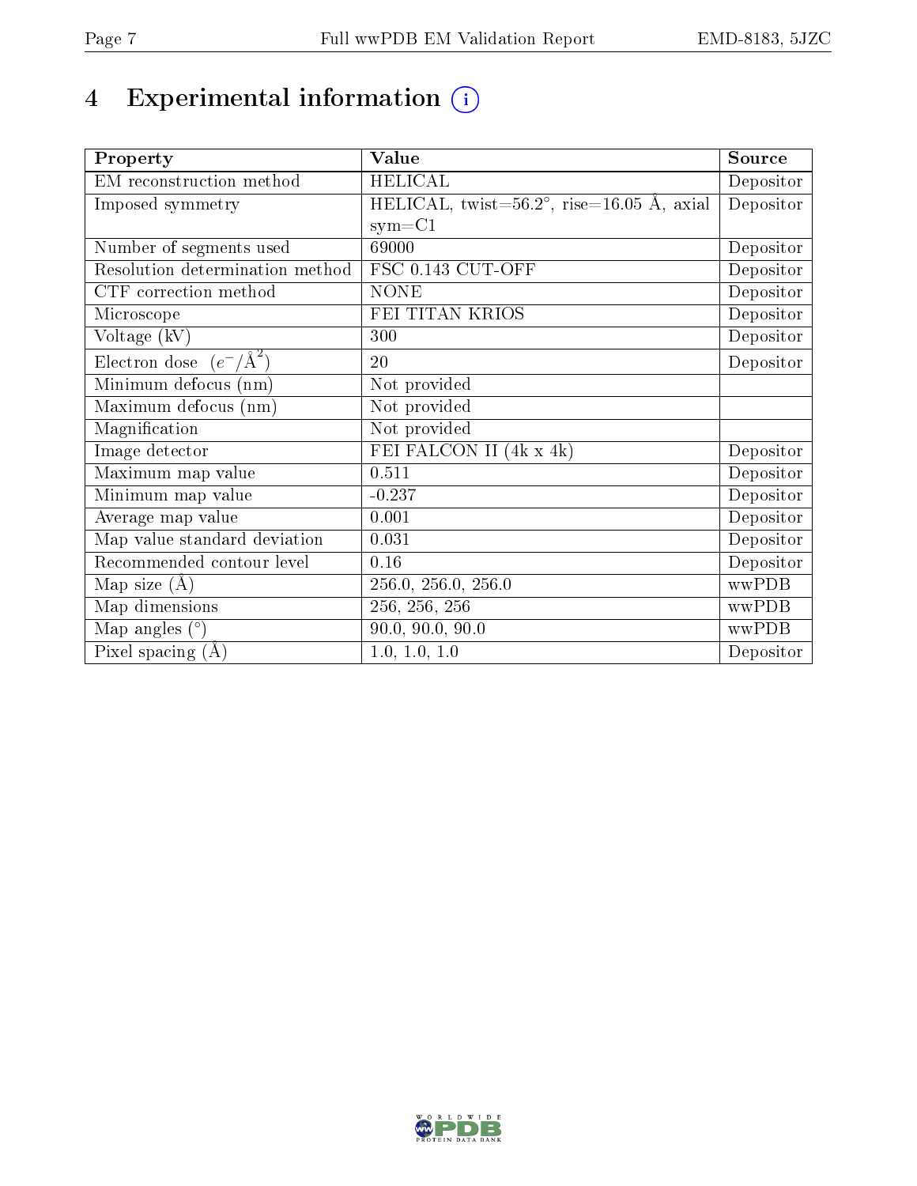# 4 Experimental information

| Property | Value | Source |
|---|---|---|
| EM reconstruction method | HELICAL | Depositor |
| Imposed symmetry | HELICAL, twist=56.2°, rise=16.05 Å, axial sym=C1 | Depositor |
| Number of segments used | 69000 | Depositor |
| Resolution determination method | FSC 0.143 CUT-OFF | Depositor |
| CTF correction method | NONE | Depositor |
| Microscope | FEI TITAN KRIOS | Depositor |
| Voltage (kV) | 300 | Depositor |
| Electron dose ($e^-/\text{Å}^2$) | 20 | Depositor |
| Minimum defocus (nm) | Not provided | |
| Maximum defocus (nm) | Not provided | |
| Magnification | Not provided | |
| Image detector | FEI FALCON II (4k x 4k) | Depositor |
| Maximum map value | 0.511 | Depositor |
| Minimum map value | -0.237 | Depositor |
| Average map value | 0.001 | Depositor |
| Map value standard deviation | 0.031 | Depositor |
| Recommended contour level | 0.16 | Depositor |
| Map size (Å) | 256.0, 256.0, 256.0 | wwPDB |
| Map dimensions | 256, 256, 256 | wwPDB |
| Map angles (°) | 90.0, 90.0, 90.0 | wwPDB |
| Pixel spacing (Å) | 1.0, 1.0, 1.0 | Depositor |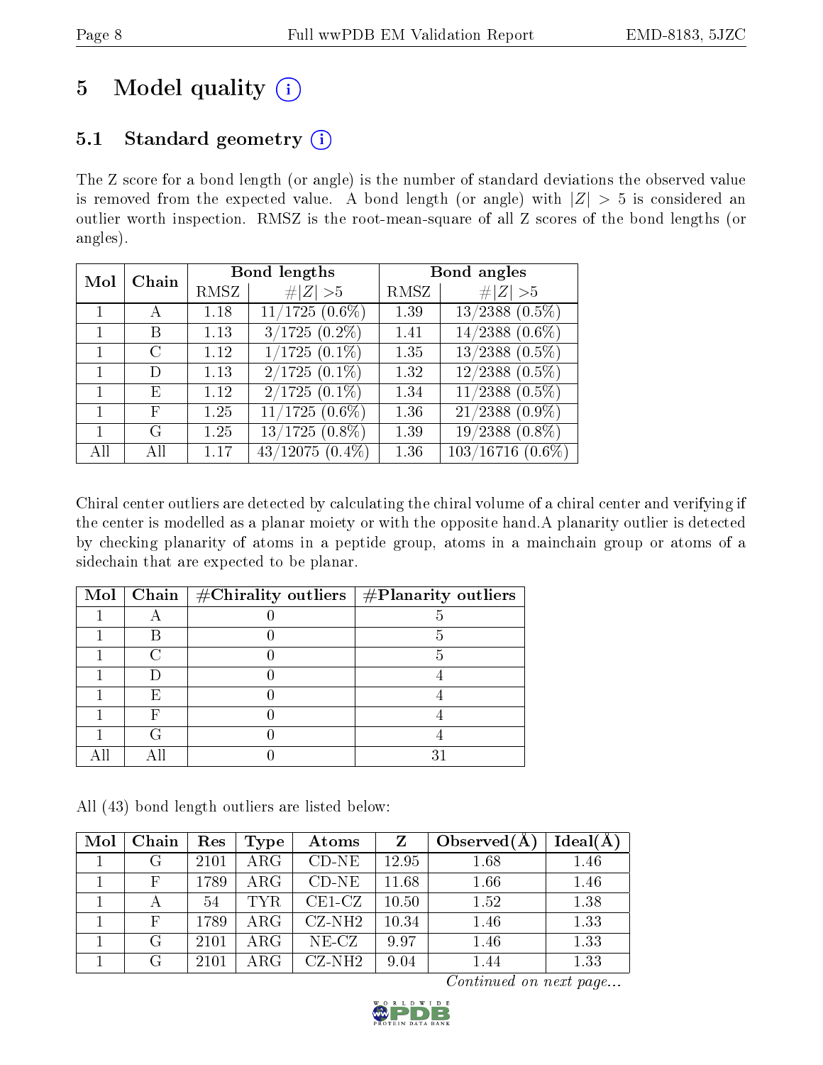# 5 Model quality

## 5.1 Standard geometry

The Z score for a bond length (or angle) is the number of standard deviations the observed value is removed from the expected value. A bond length (or angle) with $|Z| > 5$ is considered an outlier worth inspection. RMSZ is the root-mean-square of all Z scores of the bond lengths (or angles).

| Mol | Chain | Bond lengths | | Bond angles | |
|---|---|---|---|---|---|
| | | RMSZ | #\|Z\| >5 | RMSZ | #\|Z\| >5 |
| 1 | A | 1.18 | 11/1725 (0.6%) | 1.39 | 13/2388 (0.5%) |
| 1 | B | 1.13 | 3/1725 (0.2%) | 1.41 | 14/2388 (0.6%) |
| 1 | C | 1.12 | 1/1725 (0.1%) | 1.35 | 13/2388 (0.5%) |
| 1 | D | 1.13 | 2/1725 (0.1%) | 1.32 | 12/2388 (0.5%) |
| 1 | E | 1.12 | 2/1725 (0.1%) | 1.34 | 11/2388 (0.5%) |
| 1 | F | 1.25 | 11/1725 (0.6%) | 1.36 | 21/2388 (0.9%) |
| 1 | G | 1.25 | 13/1725 (0.8%) | 1.39 | 19/2388 (0.8%) |
| All | All | 1.17 | 43/12075 (0.4%) | 1.36 | 103/16716 (0.6%) |

Chiral center outliers are detected by calculating the chiral volume of a chiral center and verifying if the center is modelled as a planar moiety or with the opposite hand.A planarity outlier is detected by checking planarity of atoms in a peptide group, atoms in a mainchain group or atoms of a sidechain that are expected to be planar.

| Mol | Chain | #Chirality outliers | #Planarity outliers |
|---|---|---|---|
| 1 | A | 0 | 5 |
| 1 | B | 0 | 5 |
| 1 | C | 0 | 5 |
| 1 | D | 0 | 4 |
| 1 | E | 0 | 4 |
| 1 | F | 0 | 4 |
| 1 | G | 0 | 4 |
| All | All | 0 | 31 |

All (43) bond length outliers are listed below:

| Mol | Chain | Res | Type | Atoms | Z | Observed(Å) | Ideal(Å) |
|---|---|---|---|---|---|---|---|
| 1 | G | 2101 | ARG | CD-NE | 12.95 | 1.68 | 1.46 |
| 1 | F | 1789 | ARG | CD-NE | 11.68 | 1.66 | 1.46 |
| 1 | A | 54 | TYR | CE1-CZ | 10.50 | 1.52 | 1.38 |
| 1 | F | 1789 | ARG | CZ-NH2 | 10.34 | 1.46 | 1.33 |
| 1 | G | 2101 | ARG | NE-CZ | 9.97 | 1.46 | 1.33 |
| 1 | G | 2101 | ARG | CZ-NH2 | 9.04 | 1.44 | 1.33 |

*Continued on next page...*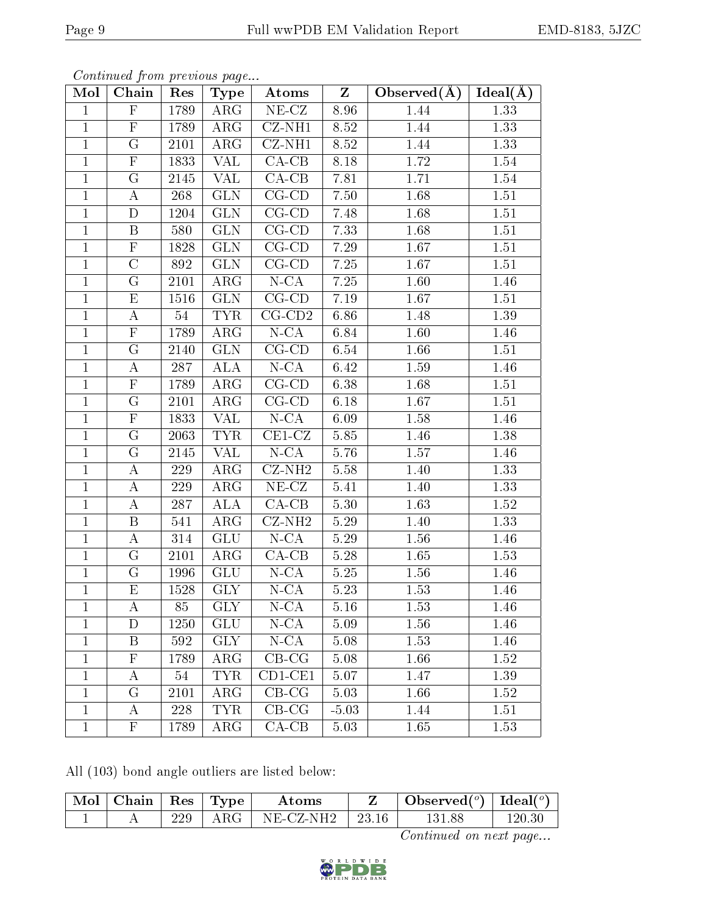*Continued from previous page...*

| Mol | Chain | Res | Type | Atoms | Z | Observed(Å) | Ideal(Å) |
|---|---|---|---|---|---|---|---|
| 1 | F | 1789 | ARG | NE-CZ | 8.96 | 1.44 | 1.33 |
| 1 | F | 1789 | ARG | CZ-NH1 | 8.52 | 1.44 | 1.33 |
| 1 | G | 2101 | ARG | CZ-NH1 | 8.52 | 1.44 | 1.33 |
| 1 | F | 1833 | VAL | CA-CB | 8.18 | 1.72 | 1.54 |
| 1 | G | 2145 | VAL | CA-CB | 7.81 | 1.71 | 1.54 |
| 1 | A | 268 | GLN | CG-CD | 7.50 | 1.68 | 1.51 |
| 1 | D | 1204 | GLN | CG-CD | 7.48 | 1.68 | 1.51 |
| 1 | B | 580 | GLN | CG-CD | 7.33 | 1.68 | 1.51 |
| 1 | F | 1828 | GLN | CG-CD | 7.29 | 1.67 | 1.51 |
| 1 | C | 892 | GLN | CG-CD | 7.25 | 1.67 | 1.51 |
| 1 | G | 2101 | ARG | N-CA | 7.25 | 1.60 | 1.46 |
| 1 | E | 1516 | GLN | CG-CD | 7.19 | 1.67 | 1.51 |
| 1 | A | 54 | TYR | CG-CD2 | 6.86 | 1.48 | 1.39 |
| 1 | F | 1789 | ARG | N-CA | 6.84 | 1.60 | 1.46 |
| 1 | G | 2140 | GLN | CG-CD | 6.54 | 1.66 | 1.51 |
| 1 | A | 287 | ALA | N-CA | 6.42 | 1.59 | 1.46 |
| 1 | F | 1789 | ARG | CG-CD | 6.38 | 1.68 | 1.51 |
| 1 | G | 2101 | ARG | CG-CD | 6.18 | 1.67 | 1.51 |
| 1 | F | 1833 | VAL | N-CA | 6.09 | 1.58 | 1.46 |
| 1 | G | 2063 | TYR | CE1-CZ | 5.85 | 1.46 | 1.38 |
| 1 | G | 2145 | VAL | N-CA | 5.76 | 1.57 | 1.46 |
| 1 | A | 229 | ARG | CZ-NH2 | 5.58 | 1.40 | 1.33 |
| 1 | A | 229 | ARG | NE-CZ | 5.41 | 1.40 | 1.33 |
| 1 | A | 287 | ALA | CA-CB | 5.30 | 1.63 | 1.52 |
| 1 | B | 541 | ARG | CZ-NH2 | 5.29 | 1.40 | 1.33 |
| 1 | A | 314 | GLU | N-CA | 5.29 | 1.56 | 1.46 |
| 1 | G | 2101 | ARG | CA-CB | 5.28 | 1.65 | 1.53 |
| 1 | G | 1996 | GLU | N-CA | 5.25 | 1.56 | 1.46 |
| 1 | E | 1528 | GLY | N-CA | 5.23 | 1.53 | 1.46 |
| 1 | A | 85 | GLY | N-CA | 5.16 | 1.53 | 1.46 |
| 1 | D | 1250 | GLU | N-CA | 5.09 | 1.56 | 1.46 |
| 1 | B | 592 | GLY | N-CA | 5.08 | 1.53 | 1.46 |
| 1 | F | 1789 | ARG | CB-CG | 5.08 | 1.66 | 1.52 |
| 1 | A | 54 | TYR | CD1-CE1 | 5.07 | 1.47 | 1.39 |
| 1 | G | 2101 | ARG | CB-CG | 5.03 | 1.66 | 1.52 |
| 1 | A | 228 | TYR | CB-CG | -5.03 | 1.44 | 1.51 |
| 1 | F | 1789 | ARG | CA-CB | 5.03 | 1.65 | 1.53 |

All (103) bond angle outliers are listed below:

| Mol | Chain | Res | Type | Atoms | Z | Observed(°) | Ideal(°) |
|---|---|---|---|---|---|---|---|
| 1 | A | 229 | ARG | NE-CZ-NH2 | 23.16 | 131.88 | 120.30 |

*Continued on next page...*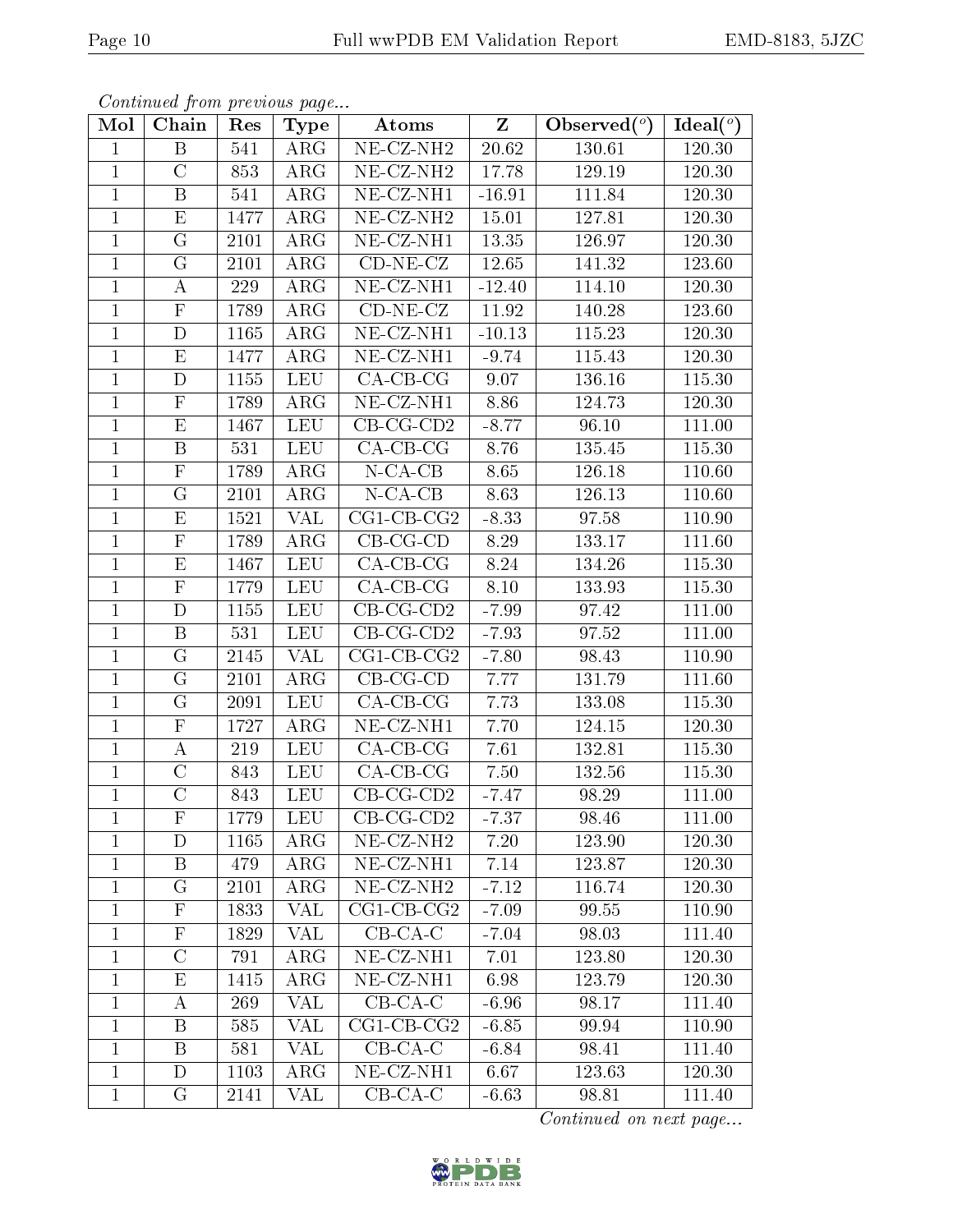*Continued from previous page...*

| Mol | Chain | Res | Type | Atoms | Z | Observed(°) | Ideal(°) |
|---|---|---|---|---|---|---|---|
| 1 | B | 541 | ARG | NE-CZ-NH2 | 20.62 | 130.61 | 120.30 |
| 1 | C | 853 | ARG | NE-CZ-NH2 | 17.78 | 129.19 | 120.30 |
| 1 | B | 541 | ARG | NE-CZ-NH1 | -16.91 | 111.84 | 120.30 |
| 1 | E | 1477 | ARG | NE-CZ-NH2 | 15.01 | 127.81 | 120.30 |
| 1 | G | 2101 | ARG | NE-CZ-NH1 | 13.35 | 126.97 | 120.30 |
| 1 | G | 2101 | ARG | CD-NE-CZ | 12.65 | 141.32 | 123.60 |
| 1 | A | 229 | ARG | NE-CZ-NH1 | -12.40 | 114.10 | 120.30 |
| 1 | F | 1789 | ARG | CD-NE-CZ | 11.92 | 140.28 | 123.60 |
| 1 | D | 1165 | ARG | NE-CZ-NH1 | -10.13 | 115.23 | 120.30 |
| 1 | E | 1477 | ARG | NE-CZ-NH1 | -9.74 | 115.43 | 120.30 |
| 1 | D | 1155 | LEU | CA-CB-CG | 9.07 | 136.16 | 115.30 |
| 1 | F | 1789 | ARG | NE-CZ-NH1 | 8.86 | 124.73 | 120.30 |
| 1 | E | 1467 | LEU | CB-CG-CD2 | -8.77 | 96.10 | 111.00 |
| 1 | B | 531 | LEU | CA-CB-CG | 8.76 | 135.45 | 115.30 |
| 1 | F | 1789 | ARG | N-CA-CB | 8.65 | 126.18 | 110.60 |
| 1 | G | 2101 | ARG | N-CA-CB | 8.63 | 126.13 | 110.60 |
| 1 | E | 1521 | VAL | CG1-CB-CG2 | -8.33 | 97.58 | 110.90 |
| 1 | F | 1789 | ARG | CB-CG-CD | 8.29 | 133.17 | 111.60 |
| 1 | E | 1467 | LEU | CA-CB-CG | 8.24 | 134.26 | 115.30 |
| 1 | F | 1779 | LEU | CA-CB-CG | 8.10 | 133.93 | 115.30 |
| 1 | D | 1155 | LEU | CB-CG-CD2 | -7.99 | 97.42 | 111.00 |
| 1 | B | 531 | LEU | CB-CG-CD2 | -7.93 | 97.52 | 111.00 |
| 1 | G | 2145 | VAL | CG1-CB-CG2 | -7.80 | 98.43 | 110.90 |
| 1 | G | 2101 | ARG | CB-CG-CD | 7.77 | 131.79 | 111.60 |
| 1 | G | 2091 | LEU | CA-CB-CG | 7.73 | 133.08 | 115.30 |
| 1 | F | 1727 | ARG | NE-CZ-NH1 | 7.70 | 124.15 | 120.30 |
| 1 | A | 219 | LEU | CA-CB-CG | 7.61 | 132.81 | 115.30 |
| 1 | C | 843 | LEU | CA-CB-CG | 7.50 | 132.56 | 115.30 |
| 1 | C | 843 | LEU | CB-CG-CD2 | -7.47 | 98.29 | 111.00 |
| 1 | F | 1779 | LEU | CB-CG-CD2 | -7.37 | 98.46 | 111.00 |
| 1 | D | 1165 | ARG | NE-CZ-NH2 | 7.20 | 123.90 | 120.30 |
| 1 | B | 479 | ARG | NE-CZ-NH1 | 7.14 | 123.87 | 120.30 |
| 1 | G | 2101 | ARG | NE-CZ-NH2 | -7.12 | 116.74 | 120.30 |
| 1 | F | 1833 | VAL | CG1-CB-CG2 | -7.09 | 99.55 | 110.90 |
| 1 | F | 1829 | VAL | CB-CA-C | -7.04 | 98.03 | 111.40 |
| 1 | C | 791 | ARG | NE-CZ-NH1 | 7.01 | 123.80 | 120.30 |
| 1 | E | 1415 | ARG | NE-CZ-NH1 | 6.98 | 123.79 | 120.30 |
| 1 | A | 269 | VAL | CB-CA-C | -6.96 | 98.17 | 111.40 |
| 1 | B | 585 | VAL | CG1-CB-CG2 | -6.85 | 99.94 | 110.90 |
| 1 | B | 581 | VAL | CB-CA-C | -6.84 | 98.41 | 111.40 |
| 1 | D | 1103 | ARG | NE-CZ-NH1 | 6.67 | 123.63 | 120.30 |
| 1 | G | 2141 | VAL | CB-CA-C | -6.63 | 98.81 | 111.40 |

*Continued on next page...*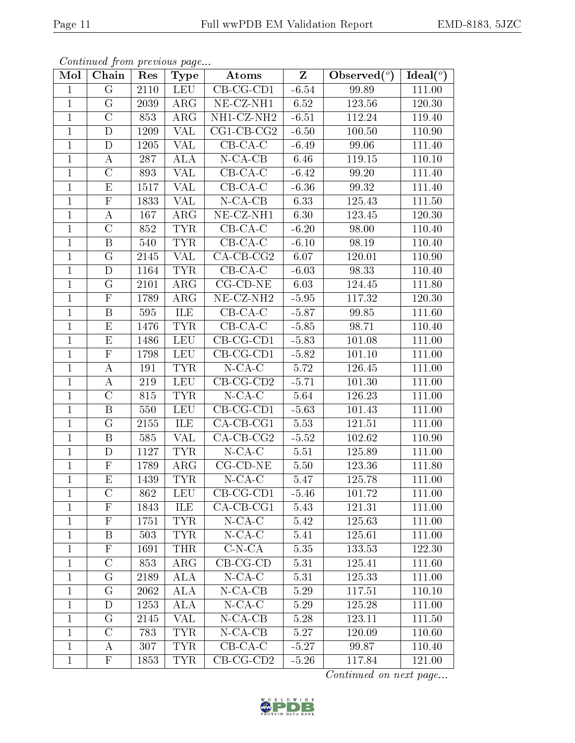*Continued from previous page...*

| Mol | Chain | Res | Type | Atoms | Z | Observed(°) | Ideal(°) |
|---|---|---|---|---|---|---|---|
| 1 | G | 2110 | LEU | CB-CG-CD1 | -6.54 | 99.89 | 111.00 |
| 1 | G | 2039 | ARG | NE-CZ-NH1 | 6.52 | 123.56 | 120.30 |
| 1 | C | 853 | ARG | NH1-CZ-NH2 | -6.51 | 112.24 | 119.40 |
| 1 | D | 1209 | VAL | CG1-CB-CG2 | -6.50 | 100.50 | 110.90 |
| 1 | D | 1205 | VAL | CB-CA-C | -6.49 | 99.06 | 111.40 |
| 1 | A | 287 | ALA | N-CA-CB | 6.46 | 119.15 | 110.10 |
| 1 | C | 893 | VAL | CB-CA-C | -6.42 | 99.20 | 111.40 |
| 1 | E | 1517 | VAL | CB-CA-C | -6.36 | 99.32 | 111.40 |
| 1 | F | 1833 | VAL | N-CA-CB | 6.33 | 125.43 | 111.50 |
| 1 | A | 167 | ARG | NE-CZ-NH1 | 6.30 | 123.45 | 120.30 |
| 1 | C | 852 | TYR | CB-CA-C | -6.20 | 98.00 | 110.40 |
| 1 | B | 540 | TYR | CB-CA-C | -6.10 | 98.19 | 110.40 |
| 1 | G | 2145 | VAL | CA-CB-CG2 | 6.07 | 120.01 | 110.90 |
| 1 | D | 1164 | TYR | CB-CA-C | -6.03 | 98.33 | 110.40 |
| 1 | G | 2101 | ARG | CG-CD-NE | 6.03 | 124.45 | 111.80 |
| 1 | F | 1789 | ARG | NE-CZ-NH2 | -5.95 | 117.32 | 120.30 |
| 1 | B | 595 | ILE | CB-CA-C | -5.87 | 99.85 | 111.60 |
| 1 | E | 1476 | TYR | CB-CA-C | -5.85 | 98.71 | 110.40 |
| 1 | E | 1486 | LEU | CB-CG-CD1 | -5.83 | 101.08 | 111.00 |
| 1 | F | 1798 | LEU | CB-CG-CD1 | -5.82 | 101.10 | 111.00 |
| 1 | A | 191 | TYR | N-CA-C | 5.72 | 126.45 | 111.00 |
| 1 | A | 219 | LEU | CB-CG-CD2 | -5.71 | 101.30 | 111.00 |
| 1 | C | 815 | TYR | N-CA-C | 5.64 | 126.23 | 111.00 |
| 1 | B | 550 | LEU | CB-CG-CD1 | -5.63 | 101.43 | 111.00 |
| 1 | G | 2155 | ILE | CA-CB-CG1 | 5.53 | 121.51 | 111.00 |
| 1 | B | 585 | VAL | CA-CB-CG2 | -5.52 | 102.62 | 110.90 |
| 1 | D | 1127 | TYR | N-CA-C | 5.51 | 125.89 | 111.00 |
| 1 | F | 1789 | ARG | CG-CD-NE | 5.50 | 123.36 | 111.80 |
| 1 | E | 1439 | TYR | N-CA-C | 5.47 | 125.78 | 111.00 |
| 1 | C | 862 | LEU | CB-CG-CD1 | -5.46 | 101.72 | 111.00 |
| 1 | F | 1843 | ILE | CA-CB-CG1 | 5.43 | 121.31 | 111.00 |
| 1 | F | 1751 | TYR | N-CA-C | 5.42 | 125.63 | 111.00 |
| 1 | B | 503 | TYR | N-CA-C | 5.41 | 125.61 | 111.00 |
| 1 | F | 1691 | THR | C-N-CA | 5.35 | 133.53 | 122.30 |
| 1 | C | 853 | ARG | CB-CG-CD | 5.31 | 125.41 | 111.60 |
| 1 | G | 2189 | ALA | N-CA-C | 5.31 | 125.33 | 111.00 |
| 1 | G | 2062 | ALA | N-CA-CB | 5.29 | 117.51 | 110.10 |
| 1 | D | 1253 | ALA | N-CA-C | 5.29 | 125.28 | 111.00 |
| 1 | G | 2145 | VAL | N-CA-CB | 5.28 | 123.11 | 111.50 |
| 1 | C | 783 | TYR | N-CA-CB | 5.27 | 120.09 | 110.60 |
| 1 | A | 307 | TYR | CB-CA-C | -5.27 | 99.87 | 110.40 |
| 1 | F | 1853 | TYR | CB-CG-CD2 | -5.26 | 117.84 | 121.00 |

*Continued on next page...*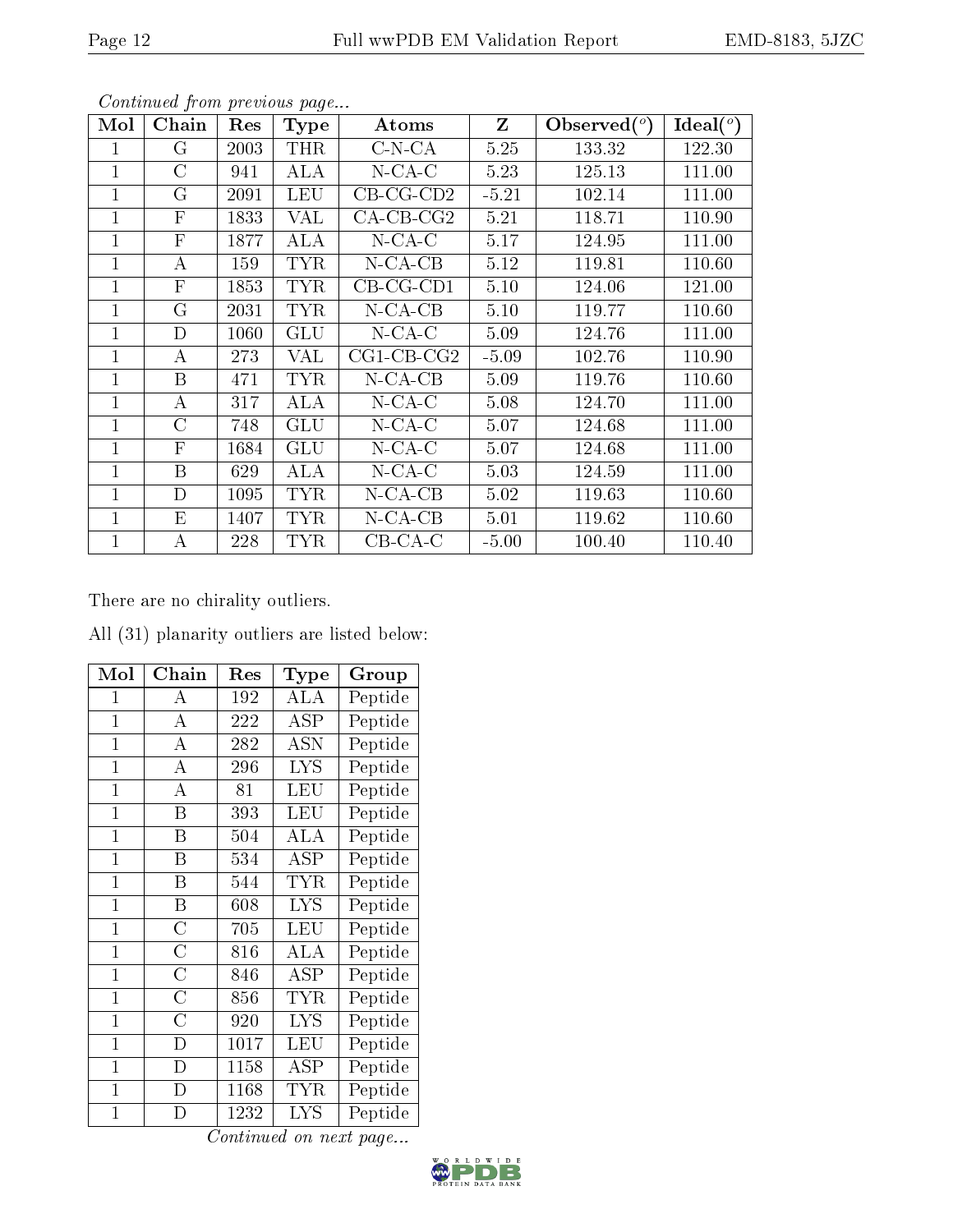*Continued from previous page...*

| Mol | Chain | Res | Type | Atoms | Z | Observed(°) | Ideal(°) |
|---|---|---|---|---|---|---|---|
| 1 | G | 2003 | THR | C-N-CA | 5.25 | 133.32 | 122.30 |
| 1 | C | 941 | ALA | N-CA-C | 5.23 | 125.13 | 111.00 |
| 1 | G | 2091 | LEU | CB-CG-CD2 | -5.21 | 102.14 | 111.00 |
| 1 | F | 1833 | VAL | CA-CB-CG2 | 5.21 | 118.71 | 110.90 |
| 1 | F | 1877 | ALA | N-CA-C | 5.17 | 124.95 | 111.00 |
| 1 | A | 159 | TYR | N-CA-CB | 5.12 | 119.81 | 110.60 |
| 1 | F | 1853 | TYR | CB-CG-CD1 | 5.10 | 124.06 | 121.00 |
| 1 | G | 2031 | TYR | N-CA-CB | 5.10 | 119.77 | 110.60 |
| 1 | D | 1060 | GLU | N-CA-C | 5.09 | 124.76 | 111.00 |
| 1 | A | 273 | VAL | CG1-CB-CG2 | -5.09 | 102.76 | 110.90 |
| 1 | B | 471 | TYR | N-CA-CB | 5.09 | 119.76 | 110.60 |
| 1 | A | 317 | ALA | N-CA-C | 5.08 | 124.70 | 111.00 |
| 1 | C | 748 | GLU | N-CA-C | 5.07 | 124.68 | 111.00 |
| 1 | F | 1684 | GLU | N-CA-C | 5.07 | 124.68 | 111.00 |
| 1 | B | 629 | ALA | N-CA-C | 5.03 | 124.59 | 111.00 |
| 1 | D | 1095 | TYR | N-CA-CB | 5.02 | 119.63 | 110.60 |
| 1 | E | 1407 | TYR | N-CA-CB | 5.01 | 119.62 | 110.60 |
| 1 | A | 228 | TYR | CB-CA-C | -5.00 | 100.40 | 110.40 |

There are no chirality outliers.

All (31) planarity outliers are listed below:

| Mol | Chain | Res | Type | Group |
|---|---|---|---|---|
| 1 | A | 192 | ALA | Peptide |
| 1 | A | 222 | ASP | Peptide |
| 1 | A | 282 | ASN | Peptide |
| 1 | A | 296 | LYS | Peptide |
| 1 | A | 81 | LEU | Peptide |
| 1 | B | 393 | LEU | Peptide |
| 1 | B | 504 | ALA | Peptide |
| 1 | B | 534 | ASP | Peptide |
| 1 | B | 544 | TYR | Peptide |
| 1 | B | 608 | LYS | Peptide |
| 1 | C | 705 | LEU | Peptide |
| 1 | C | 816 | ALA | Peptide |
| 1 | C | 846 | ASP | Peptide |
| 1 | C | 856 | TYR | Peptide |
| 1 | C | 920 | LYS | Peptide |
| 1 | D | 1017 | LEU | Peptide |
| 1 | D | 1158 | ASP | Peptide |
| 1 | D | 1168 | TYR | Peptide |
| 1 | D | 1232 | LYS | Peptide |

*Continued on next page...*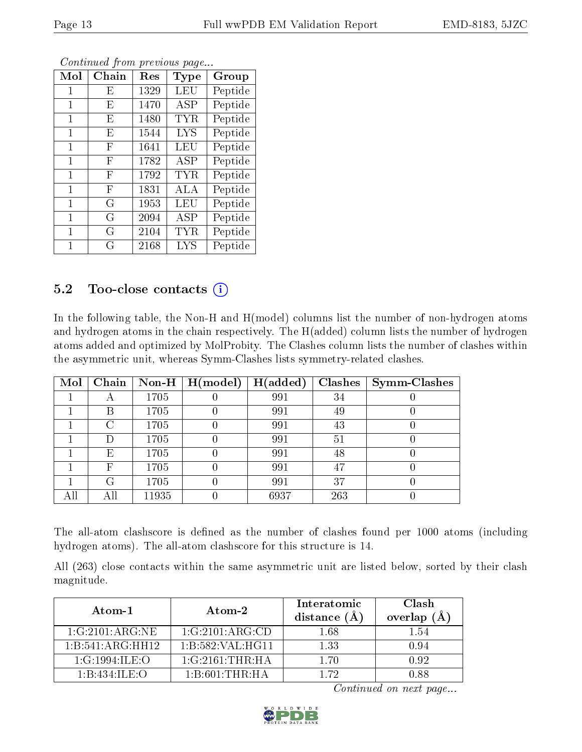*Continued from previous page...*

| Mol | Chain | Res | Type | Group |
|---|---|---|---|---|
| 1 | E | 1329 | LEU | Peptide |
| 1 | E | 1470 | ASP | Peptide |
| 1 | E | 1480 | TYR | Peptide |
| 1 | E | 1544 | LYS | Peptide |
| 1 | F | 1641 | LEU | Peptide |
| 1 | F | 1782 | ASP | Peptide |
| 1 | F | 1792 | TYR | Peptide |
| 1 | F | 1831 | ALA | Peptide |
| 1 | G | 1953 | LEU | Peptide |
| 1 | G | 2094 | ASP | Peptide |
| 1 | G | 2104 | TYR | Peptide |
| 1 | G | 2168 | LYS | Peptide |

### 5.2 Too-close contacts (i)

In the following table, the Non-H and H(model) columns list the number of non-hydrogen atoms and hydrogen atoms in the chain respectively. The H(added) column lists the number of hydrogen atoms added and optimized by MolProbity. The Clashes column lists the number of clashes within the asymmetric unit, whereas Symm-Clashes lists symmetry-related clashes.

| Mol | Chain | Non-H | H(model) | H(added) | Clashes | Symm-Clashes |
|---|---|---|---|---|---|---|
| 1 | A | 1705 | 0 | 991 | 34 | 0 |
| 1 | B | 1705 | 0 | 991 | 49 | 0 |
| 1 | C | 1705 | 0 | 991 | 43 | 0 |
| 1 | D | 1705 | 0 | 991 | 51 | 0 |
| 1 | E | 1705 | 0 | 991 | 48 | 0 |
| 1 | F | 1705 | 0 | 991 | 47 | 0 |
| 1 | G | 1705 | 0 | 991 | 37 | 0 |
| All | All | 11935 | 0 | 6937 | 263 | 0 |

The all-atom clashscore is defined as the number of clashes found per 1000 atoms (including hydrogen atoms). The all-atom clashscore for this structure is 14.

All (263) close contacts within the same asymmetric unit are listed below, sorted by their clash magnitude.

| Atom-1 | Atom-2 | Interatomic distance (Å) | Clash overlap (Å) |
|---|---|---|---|
| 1:G:2101:ARG:NE | 1:G:2101:ARG:CD | 1.68 | 1.54 |
| 1:B:541:ARG:HH12 | 1:B:582:VAL:HG11 | 1.33 | 0.94 |
| 1:G:1994:ILE:O | 1:G:2161:THR:HA | 1.70 | 0.92 |
| 1:B:434:ILE:O | 1:B:601:THR:HA | 1.72 | 0.88 |

*Continued on next page...*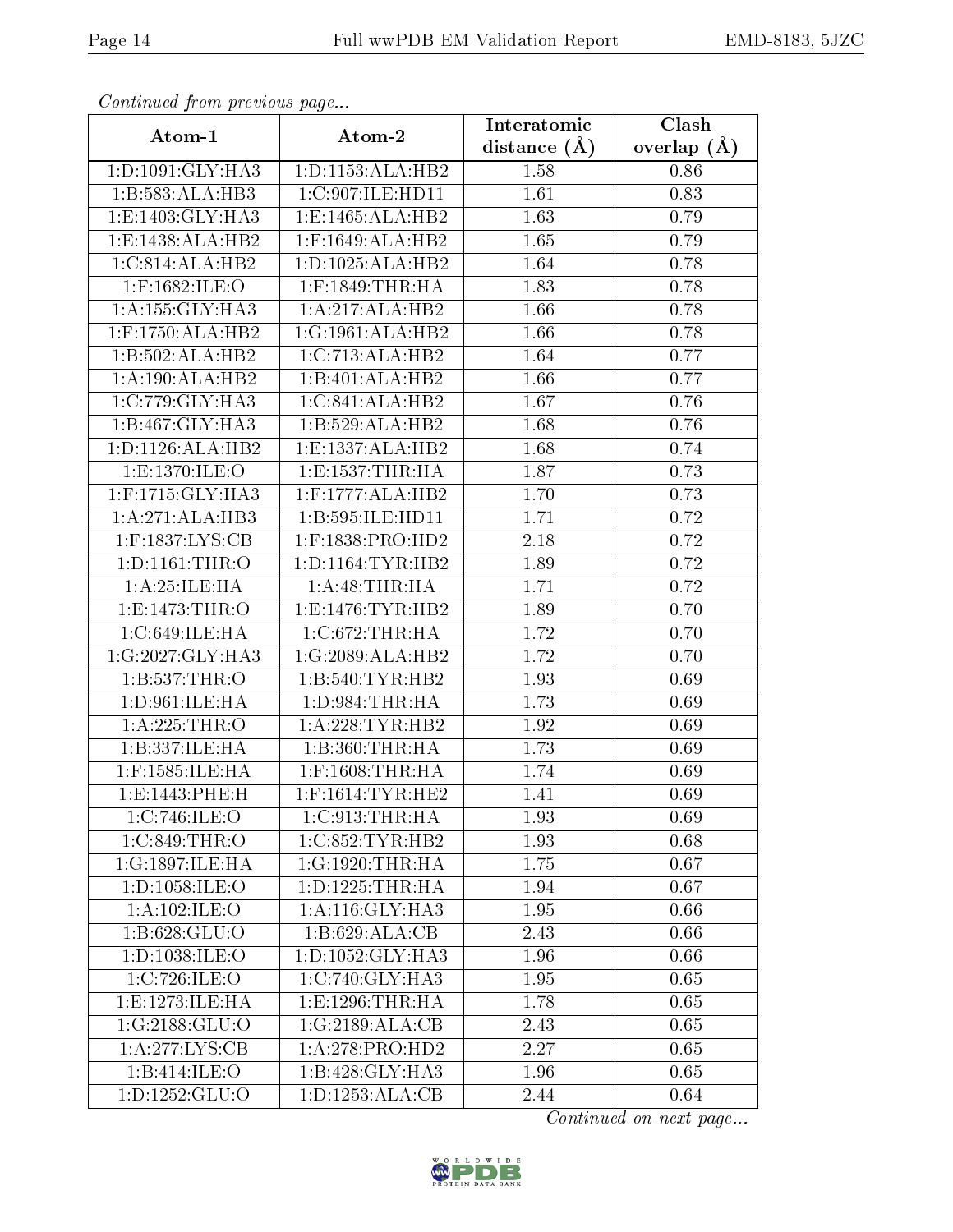*Continued from previous page...*

| Atom-1 | Atom-2 | Interatomic distance (Å) | Clash overlap (Å) |
|---|---|---|---|
| 1:D:1091:GLY:HA3 | 1:D:1153:ALA:HB2 | 1.58 | 0.86 |
| 1:B:583:ALA:HB3 | 1:C:907:ILE:HD11 | 1.61 | 0.83 |
| 1:E:1403:GLY:HA3 | 1:E:1465:ALA:HB2 | 1.63 | 0.79 |
| 1:E:1438:ALA:HB2 | 1:F:1649:ALA:HB2 | 1.65 | 0.79 |
| 1:C:814:ALA:HB2 | 1:D:1025:ALA:HB2 | 1.64 | 0.78 |
| 1:F:1682:ILE:O | 1:F:1849:THR:HA | 1.83 | 0.78 |
| 1:A:155:GLY:HA3 | 1:A:217:ALA:HB2 | 1.66 | 0.78 |
| 1:F:1750:ALA:HB2 | 1:G:1961:ALA:HB2 | 1.66 | 0.78 |
| 1:B:502:ALA:HB2 | 1:C:713:ALA:HB2 | 1.64 | 0.77 |
| 1:A:190:ALA:HB2 | 1:B:401:ALA:HB2 | 1.66 | 0.77 |
| 1:C:779:GLY:HA3 | 1:C:841:ALA:HB2 | 1.67 | 0.76 |
| 1:B:467:GLY:HA3 | 1:B:529:ALA:HB2 | 1.68 | 0.76 |
| 1:D:1126:ALA:HB2 | 1:E:1337:ALA:HB2 | 1.68 | 0.74 |
| 1:E:1370:ILE:O | 1:E:1537:THR:HA | 1.87 | 0.73 |
| 1:F:1715:GLY:HA3 | 1:F:1777:ALA:HB2 | 1.70 | 0.73 |
| 1:A:271:ALA:HB3 | 1:B:595:ILE:HD11 | 1.71 | 0.72 |
| 1:F:1837:LYS:CB | 1:F:1838:PRO:HD2 | 2.18 | 0.72 |
| 1:D:1161:THR:O | 1:D:1164:TYR:HB2 | 1.89 | 0.72 |
| 1:A:25:ILE:HA | 1:A:48:THR:HA | 1.71 | 0.72 |
| 1:E:1473:THR:O | 1:E:1476:TYR:HB2 | 1.89 | 0.70 |
| 1:C:649:ILE:HA | 1:C:672:THR:HA | 1.72 | 0.70 |
| 1:G:2027:GLY:HA3 | 1:G:2089:ALA:HB2 | 1.72 | 0.70 |
| 1:B:537:THR:O | 1:B:540:TYR:HB2 | 1.93 | 0.69 |
| 1:D:961:ILE:HA | 1:D:984:THR:HA | 1.73 | 0.69 |
| 1:A:225:THR:O | 1:A:228:TYR:HB2 | 1.92 | 0.69 |
| 1:B:337:ILE:HA | 1:B:360:THR:HA | 1.73 | 0.69 |
| 1:F:1585:ILE:HA | 1:F:1608:THR:HA | 1.74 | 0.69 |
| 1:E:1443:PHE:H | 1:F:1614:TYR:HE2 | 1.41 | 0.69 |
| 1:C:746:ILE:O | 1:C:913:THR:HA | 1.93 | 0.69 |
| 1:C:849:THR:O | 1:C:852:TYR:HB2 | 1.93 | 0.68 |
| 1:G:1897:ILE:HA | 1:G:1920:THR:HA | 1.75 | 0.67 |
| 1:D:1058:ILE:O | 1:D:1225:THR:HA | 1.94 | 0.67 |
| 1:A:102:ILE:O | 1:A:116:GLY:HA3 | 1.95 | 0.66 |
| 1:B:628:GLU:O | 1:B:629:ALA:CB | 2.43 | 0.66 |
| 1:D:1038:ILE:O | 1:D:1052:GLY:HA3 | 1.96 | 0.66 |
| 1:C:726:ILE:O | 1:C:740:GLY:HA3 | 1.95 | 0.65 |
| 1:E:1273:ILE:HA | 1:E:1296:THR:HA | 1.78 | 0.65 |
| 1:G:2188:GLU:O | 1:G:2189:ALA:CB | 2.43 | 0.65 |
| 1:A:277:LYS:CB | 1:A:278:PRO:HD2 | 2.27 | 0.65 |
| 1:B:414:ILE:O | 1:B:428:GLY:HA3 | 1.96 | 0.65 |
| 1:D:1252:GLU:O | 1:D:1253:ALA:CB | 2.44 | 0.64 |

*Continued on next page...*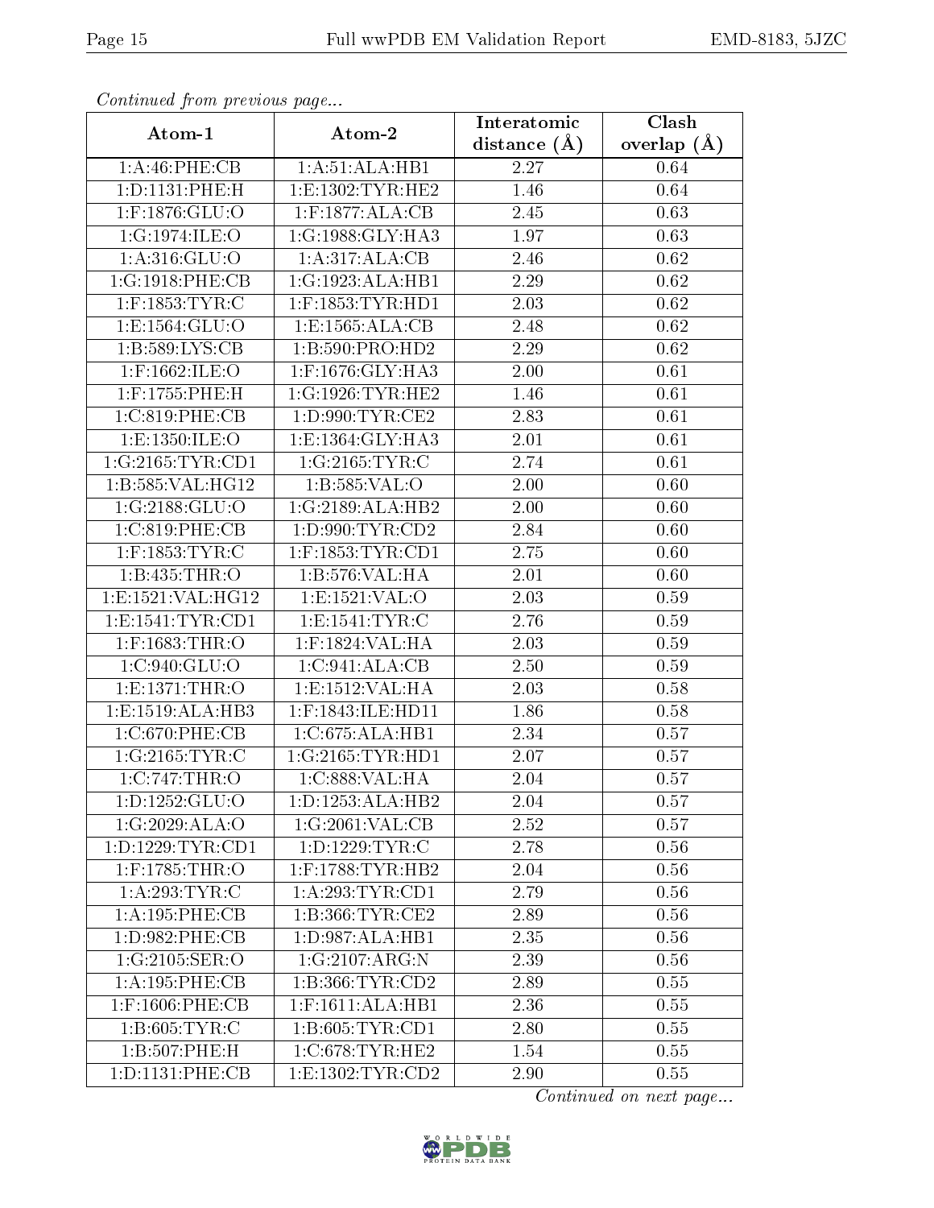*Continued from previous page...*

| Atom-1 | Atom-2 | Interatomic distance (Å) | Clash overlap (Å) |
| --- | --- | --- | --- |
| 1:A:46:PHE:CB | 1:A:51:ALA:HB1 | 2.27 | 0.64 |
| 1:D:1131:PHE:H | 1:E:1302:TYR:HE2 | 1.46 | 0.64 |
| 1:F:1876:GLU:O | 1:F:1877:ALA:CB | 2.45 | 0.63 |
| 1:G:1974:ILE:O | 1:G:1988:GLY:HA3 | 1.97 | 0.63 |
| 1:A:316:GLU:O | 1:A:317:ALA:CB | 2.46 | 0.62 |
| 1:G:1918:PHE:CB | 1:G:1923:ALA:HB1 | 2.29 | 0.62 |
| 1:F:1853:TYR:C | 1:F:1853:TYR:HD1 | 2.03 | 0.62 |
| 1:E:1564:GLU:O | 1:E:1565:ALA:CB | 2.48 | 0.62 |
| 1:B:589:LYS:CB | 1:B:590:PRO:HD2 | 2.29 | 0.62 |
| 1:F:1662:ILE:O | 1:F:1676:GLY:HA3 | 2.00 | 0.61 |
| 1:F:1755:PHE:H | 1:G:1926:TYR:HE2 | 1.46 | 0.61 |
| 1:C:819:PHE:CB | 1:D:990:TYR:CE2 | 2.83 | 0.61 |
| 1:E:1350:ILE:O | 1:E:1364:GLY:HA3 | 2.01 | 0.61 |
| 1:G:2165:TYR:CD1 | 1:G:2165:TYR:C | 2.74 | 0.61 |
| 1:B:585:VAL:HG12 | 1:B:585:VAL:O | 2.00 | 0.60 |
| 1:G:2188:GLU:O | 1:G:2189:ALA:HB2 | 2.00 | 0.60 |
| 1:C:819:PHE:CB | 1:D:990:TYR:CD2 | 2.84 | 0.60 |
| 1:F:1853:TYR:C | 1:F:1853:TYR:CD1 | 2.75 | 0.60 |
| 1:B:435:THR:O | 1:B:576:VAL:HA | 2.01 | 0.60 |
| 1:E:1521:VAL:HG12 | 1:E:1521:VAL:O | 2.03 | 0.59 |
| 1:E:1541:TYR:CD1 | 1:E:1541:TYR:C | 2.76 | 0.59 |
| 1:F:1683:THR:O | 1:F:1824:VAL:HA | 2.03 | 0.59 |
| 1:C:940:GLU:O | 1:C:941:ALA:CB | 2.50 | 0.59 |
| 1:E:1371:THR:O | 1:E:1512:VAL:HA | 2.03 | 0.58 |
| 1:E:1519:ALA:HB3 | 1:F:1843:ILE:HD11 | 1.86 | 0.58 |
| 1:C:670:PHE:CB | 1:C:675:ALA:HB1 | 2.34 | 0.57 |
| 1:G:2165:TYR:C | 1:G:2165:TYR:HD1 | 2.07 | 0.57 |
| 1:C:747:THR:O | 1:C:888:VAL:HA | 2.04 | 0.57 |
| 1:D:1252:GLU:O | 1:D:1253:ALA:HB2 | 2.04 | 0.57 |
| 1:G:2029:ALA:O | 1:G:2061:VAL:CB | 2.52 | 0.57 |
| 1:D:1229:TYR:CD1 | 1:D:1229:TYR:C | 2.78 | 0.56 |
| 1:F:1785:THR:O | 1:F:1788:TYR:HB2 | 2.04 | 0.56 |
| 1:A:293:TYR:C | 1:A:293:TYR:CD1 | 2.79 | 0.56 |
| 1:A:195:PHE:CB | 1:B:366:TYR:CE2 | 2.89 | 0.56 |
| 1:D:982:PHE:CB | 1:D:987:ALA:HB1 | 2.35 | 0.56 |
| 1:G:2105:SER:O | 1:G:2107:ARG:N | 2.39 | 0.56 |
| 1:A:195:PHE:CB | 1:B:366:TYR:CD2 | 2.89 | 0.55 |
| 1:F:1606:PHE:CB | 1:F:1611:ALA:HB1 | 2.36 | 0.55 |
| 1:B:605:TYR:C | 1:B:605:TYR:CD1 | 2.80 | 0.55 |
| 1:B:507:PHE:H | 1:C:678:TYR:HE2 | 1.54 | 0.55 |
| 1:D:1131:PHE:CB | 1:E:1302:TYR:CD2 | 2.90 | 0.55 |

*Continued on next page...*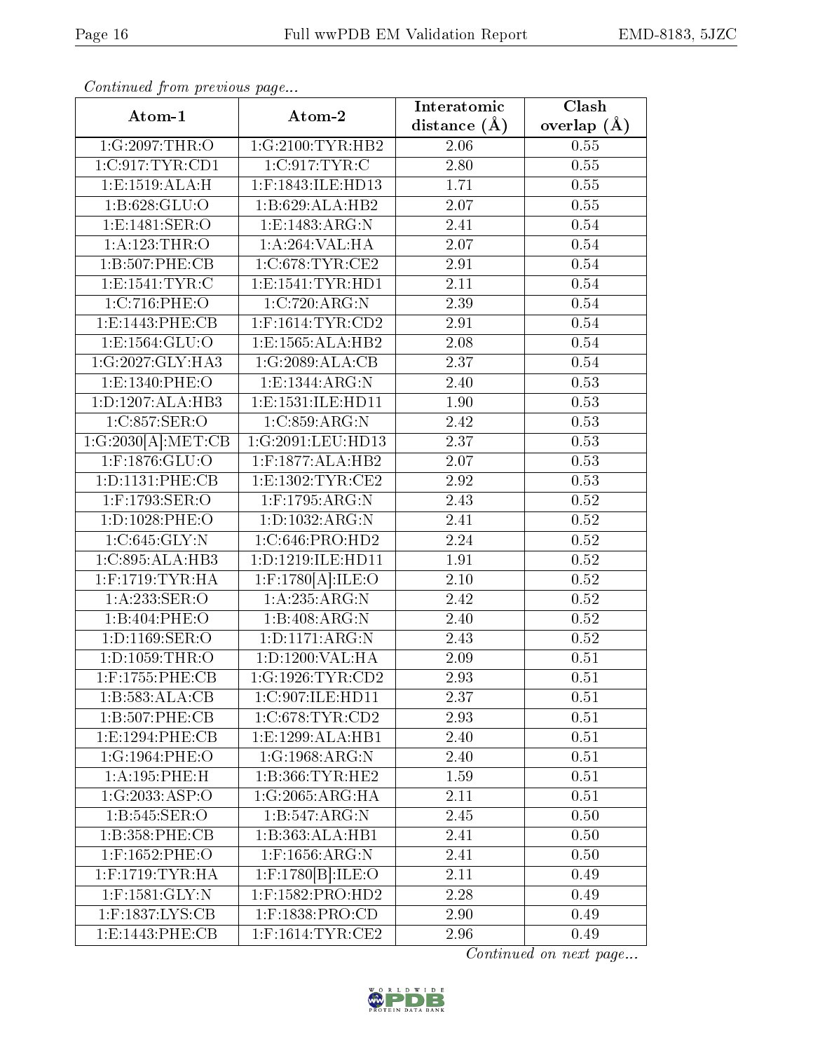*Continued from previous page...*

| Atom-1 | Atom-2 | Interatomic distance (Å) | Clash overlap (Å) |
| --- | --- | --- | --- |
| 1:G:2097:THR:O | 1:G:2100:TYR:HB2 | 2.06 | 0.55 |
| 1:C:917:TYR:CD1 | 1:C:917:TYR:C | 2.80 | 0.55 |
| 1:E:1519:ALA:H | 1:F:1843:ILE:HD13 | 1.71 | 0.55 |
| 1:B:628:GLU:O | 1:B:629:ALA:HB2 | 2.07 | 0.55 |
| 1:E:1481:SER:O | 1:E:1483:ARG:N | 2.41 | 0.54 |
| 1:A:123:THR:O | 1:A:264:VAL:HA | 2.07 | 0.54 |
| 1:B:507:PHE:CB | 1:C:678:TYR:CE2 | 2.91 | 0.54 |
| 1:E:1541:TYR:C | 1:E:1541:TYR:HD1 | 2.11 | 0.54 |
| 1:C:716:PHE:O | 1:C:720:ARG:N | 2.39 | 0.54 |
| 1:E:1443:PHE:CB | 1:F:1614:TYR:CD2 | 2.91 | 0.54 |
| 1:E:1564:GLU:O | 1:E:1565:ALA:HB2 | 2.08 | 0.54 |
| 1:G:2027:GLY:HA3 | 1:G:2089:ALA:CB | 2.37 | 0.54 |
| 1:E:1340:PHE:O | 1:E:1344:ARG:N | 2.40 | 0.53 |
| 1:D:1207:ALA:HB3 | 1:E:1531:ILE:HD11 | 1.90 | 0.53 |
| 1:C:857:SER:O | 1:C:859:ARG:N | 2.42 | 0.53 |
| 1:G:2030[A]:MET:CB | 1:G:2091:LEU:HD13 | 2.37 | 0.53 |
| 1:F:1876:GLU:O | 1:F:1877:ALA:HB2 | 2.07 | 0.53 |
| 1:D:1131:PHE:CB | 1:E:1302:TYR:CE2 | 2.92 | 0.53 |
| 1:F:1793:SER:O | 1:F:1795:ARG:N | 2.43 | 0.52 |
| 1:D:1028:PHE:O | 1:D:1032:ARG:N | 2.41 | 0.52 |
| 1:C:645:GLY:N | 1:C:646:PRO:HD2 | 2.24 | 0.52 |
| 1:C:895:ALA:HB3 | 1:D:1219:ILE:HD11 | 1.91 | 0.52 |
| 1:F:1719:TYR:HA | 1:F:1780[A]:ILE:O | 2.10 | 0.52 |
| 1:A:233:SER:O | 1:A:235:ARG:N | 2.42 | 0.52 |
| 1:B:404:PHE:O | 1:B:408:ARG:N | 2.40 | 0.52 |
| 1:D:1169:SER:O | 1:D:1171:ARG:N | 2.43 | 0.52 |
| 1:D:1059:THR:O | 1:D:1200:VAL:HA | 2.09 | 0.51 |
| 1:F:1755:PHE:CB | 1:G:1926:TYR:CD2 | 2.93 | 0.51 |
| 1:B:583:ALA:CB | 1:C:907:ILE:HD11 | 2.37 | 0.51 |
| 1:B:507:PHE:CB | 1:C:678:TYR:CD2 | 2.93 | 0.51 |
| 1:E:1294:PHE:CB | 1:E:1299:ALA:HB1 | 2.40 | 0.51 |
| 1:G:1964:PHE:O | 1:G:1968:ARG:N | 2.40 | 0.51 |
| 1:A:195:PHE:H | 1:B:366:TYR:HE2 | 1.59 | 0.51 |
| 1:G:2033:ASP:O | 1:G:2065:ARG:HA | 2.11 | 0.51 |
| 1:B:545:SER:O | 1:B:547:ARG:N | 2.45 | 0.50 |
| 1:B:358:PHE:CB | 1:B:363:ALA:HB1 | 2.41 | 0.50 |
| 1:F:1652:PHE:O | 1:F:1656:ARG:N | 2.41 | 0.50 |
| 1:F:1719:TYR:HA | 1:F:1780[B]:ILE:O | 2.11 | 0.49 |
| 1:F:1581:GLY:N | 1:F:1582:PRO:HD2 | 2.28 | 0.49 |
| 1:F:1837:LYS:CB | 1:F:1838:PRO:CD | 2.90 | 0.49 |
| 1:E:1443:PHE:CB | 1:F:1614:TYR:CE2 | 2.96 | 0.49 |

*Continued on next page...*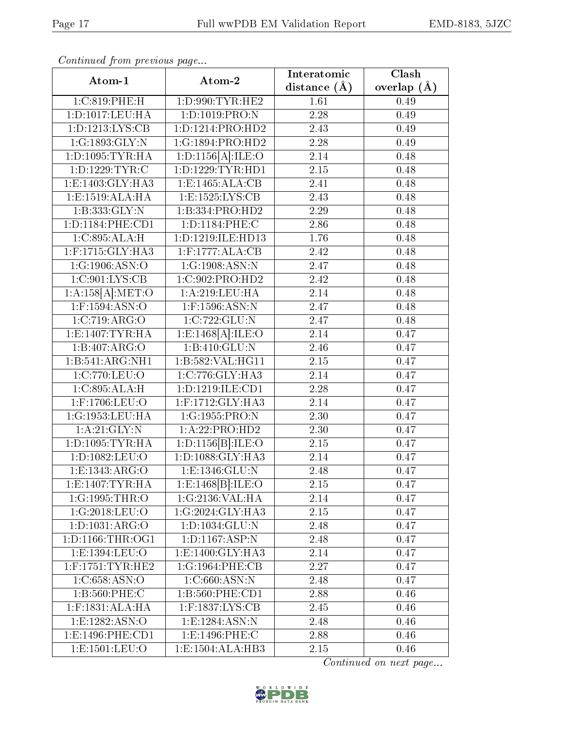*Continued from previous page...*

| Atom-1 | Atom-2 | Interatomic distance (Å) | Clash overlap (Å) |
| --- | --- | --- | --- |
| 1:C:819:PHE:H | 1:D:990:TYR:HE2 | 1.61 | 0.49 |
| 1:D:1017:LEU:HA | 1:D:1019:PRO:N | 2.28 | 0.49 |
| 1:D:1213:LYS:CB | 1:D:1214:PRO:HD2 | 2.43 | 0.49 |
| 1:G:1893:GLY:N | 1:G:1894:PRO:HD2 | 2.28 | 0.49 |
| 1:D:1095:TYR:HA | 1:D:1156[A]:ILE:O | 2.14 | 0.48 |
| 1:D:1229:TYR:C | 1:D:1229:TYR:HD1 | 2.15 | 0.48 |
| 1:E:1403:GLY:HA3 | 1:E:1465:ALA:CB | 2.41 | 0.48 |
| 1:E:1519:ALA:HA | 1:E:1525:LYS:CB | 2.43 | 0.48 |
| 1:B:333:GLY:N | 1:B:334:PRO:HD2 | 2.29 | 0.48 |
| 1:D:1184:PHE:CD1 | 1:D:1184:PHE:C | 2.86 | 0.48 |
| 1:C:895:ALA:H | 1:D:1219:ILE:HD13 | 1.76 | 0.48 |
| 1:F:1715:GLY:HA3 | 1:F:1777:ALA:CB | 2.42 | 0.48 |
| 1:G:1906:ASN:O | 1:G:1908:ASN:N | 2.47 | 0.48 |
| 1:C:901:LYS:CB | 1:C:902:PRO:HD2 | 2.42 | 0.48 |
| 1:A:158[A]:MET:O | 1:A:219:LEU:HA | 2.14 | 0.48 |
| 1:F:1594:ASN:O | 1:F:1596:ASN:N | 2.47 | 0.48 |
| 1:C:719:ARG:O | 1:C:722:GLU:N | 2.47 | 0.48 |
| 1:E:1407:TYR:HA | 1:E:1468[A]:ILE:O | 2.14 | 0.47 |
| 1:B:407:ARG:O | 1:B:410:GLU:N | 2.46 | 0.47 |
| 1:B:541:ARG:NH1 | 1:B:582:VAL:HG11 | 2.15 | 0.47 |
| 1:C:770:LEU:O | 1:C:776:GLY:HA3 | 2.14 | 0.47 |
| 1:C:895:ALA:H | 1:D:1219:ILE:CD1 | 2.28 | 0.47 |
| 1:F:1706:LEU:O | 1:F:1712:GLY:HA3 | 2.14 | 0.47 |
| 1:G:1953:LEU:HA | 1:G:1955:PRO:N | 2.30 | 0.47 |
| 1:A:21:GLY:N | 1:A:22:PRO:HD2 | 2.30 | 0.47 |
| 1:D:1095:TYR:HA | 1:D:1156[B]:ILE:O | 2.15 | 0.47 |
| 1:D:1082:LEU:O | 1:D:1088:GLY:HA3 | 2.14 | 0.47 |
| 1:E:1343:ARG:O | 1:E:1346:GLU:N | 2.48 | 0.47 |
| 1:E:1407:TYR:HA | 1:E:1468[B]:ILE:O | 2.15 | 0.47 |
| 1:G:1995:THR:O | 1:G:2136:VAL:HA | 2.14 | 0.47 |
| 1:G:2018:LEU:O | 1:G:2024:GLY:HA3 | 2.15 | 0.47 |
| 1:D:1031:ARG:O | 1:D:1034:GLU:N | 2.48 | 0.47 |
| 1:D:1166:THR:OG1 | 1:D:1167:ASP:N | 2.48 | 0.47 |
| 1:E:1394:LEU:O | 1:E:1400:GLY:HA3 | 2.14 | 0.47 |
| 1:F:1751:TYR:HE2 | 1:G:1964:PHE:CB | 2.27 | 0.47 |
| 1:C:658:ASN:O | 1:C:660:ASN:N | 2.48 | 0.47 |
| 1:B:560:PHE:C | 1:B:560:PHE:CD1 | 2.88 | 0.46 |
| 1:F:1831:ALA:HA | 1:F:1837:LYS:CB | 2.45 | 0.46 |
| 1:E:1282:ASN:O | 1:E:1284:ASN:N | 2.48 | 0.46 |
| 1:E:1496:PHE:CD1 | 1:E:1496:PHE:C | 2.88 | 0.46 |
| 1:E:1501:LEU:O | 1:E:1504:ALA:HB3 | 2.15 | 0.46 |

*Continued on next page...*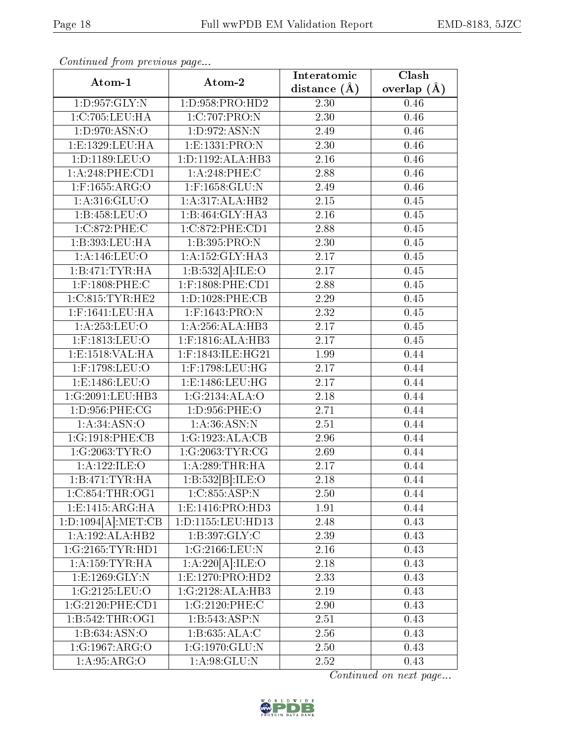*Continued from previous page...*

| Atom-1 | Atom-2 | Interatomic distance (Å) | Clash overlap (Å) |
|---|---|---|---|
| 1:D:957:GLY:N | 1:D:958:PRO:HD2 | 2.30 | 0.46 |
| 1:C:705:LEU:HA | 1:C:707:PRO:N | 2.30 | 0.46 |
| 1:D:970:ASN:O | 1:D:972:ASN:N | 2.49 | 0.46 |
| 1:E:1329:LEU:HA | 1:E:1331:PRO:N | 2.30 | 0.46 |
| 1:D:1189:LEU:O | 1:D:1192:ALA:HB3 | 2.16 | 0.46 |
| 1:A:248:PHE:CD1 | 1:A:248:PHE:C | 2.88 | 0.46 |
| 1:F:1655:ARG:O | 1:F:1658:GLU:N | 2.49 | 0.46 |
| 1:A:316:GLU:O | 1:A:317:ALA:HB2 | 2.15 | 0.45 |
| 1:B:458:LEU:O | 1:B:464:GLY:HA3 | 2.16 | 0.45 |
| 1:C:872:PHE:C | 1:C:872:PHE:CD1 | 2.88 | 0.45 |
| 1:B:393:LEU:HA | 1:B:395:PRO:N | 2.30 | 0.45 |
| 1:A:146:LEU:O | 1:A:152:GLY:HA3 | 2.17 | 0.45 |
| 1:B:471:TYR:HA | 1:B:532[A]:ILE:O | 2.17 | 0.45 |
| 1:F:1808:PHE:C | 1:F:1808:PHE:CD1 | 2.88 | 0.45 |
| 1:C:815:TYR:HE2 | 1:D:1028:PHE:CB | 2.29 | 0.45 |
| 1:F:1641:LEU:HA | 1:F:1643:PRO:N | 2.32 | 0.45 |
| 1:A:253:LEU:O | 1:A:256:ALA:HB3 | 2.17 | 0.45 |
| 1:F:1813:LEU:O | 1:F:1816:ALA:HB3 | 2.17 | 0.45 |
| 1:E:1518:VAL:HA | 1:F:1843:ILE:HG21 | 1.99 | 0.44 |
| 1:F:1798:LEU:O | 1:F:1798:LEU:HG | 2.17 | 0.44 |
| 1:E:1486:LEU:O | 1:E:1486:LEU:HG | 2.17 | 0.44 |
| 1:G:2091:LEU:HB3 | 1:G:2134:ALA:O | 2.18 | 0.44 |
| 1:D:956:PHE:CG | 1:D:956:PHE:O | 2.71 | 0.44 |
| 1:A:34:ASN:O | 1:A:36:ASN:N | 2.51 | 0.44 |
| 1:G:1918:PHE:CB | 1:G:1923:ALA:CB | 2.96 | 0.44 |
| 1:G:2063:TYR:O | 1:G:2063:TYR:CG | 2.69 | 0.44 |
| 1:A:122:ILE:O | 1:A:289:THR:HA | 2.17 | 0.44 |
| 1:B:471:TYR:HA | 1:B:532[B]:ILE:O | 2.18 | 0.44 |
| 1:C:854:THR:OG1 | 1:C:855:ASP:N | 2.50 | 0.44 |
| 1:E:1415:ARG:HA | 1:E:1416:PRO:HD3 | 1.91 | 0.44 |
| 1:D:1094[A]:MET:CB | 1:D:1155:LEU:HD13 | 2.48 | 0.43 |
| 1:A:192:ALA:HB2 | 1:B:397:GLY:C | 2.39 | 0.43 |
| 1:G:2165:TYR:HD1 | 1:G:2166:LEU:N | 2.16 | 0.43 |
| 1:A:159:TYR:HA | 1:A:220[A]:ILE:O | 2.18 | 0.43 |
| 1:E:1269:GLY:N | 1:E:1270:PRO:HD2 | 2.33 | 0.43 |
| 1:G:2125:LEU:O | 1:G:2128:ALA:HB3 | 2.19 | 0.43 |
| 1:G:2120:PHE:CD1 | 1:G:2120:PHE:C | 2.90 | 0.43 |
| 1:B:542:THR:OG1 | 1:B:543:ASP:N | 2.51 | 0.43 |
| 1:B:634:ASN:O | 1:B:635:ALA:C | 2.56 | 0.43 |
| 1:G:1967:ARG:O | 1:G:1970:GLU:N | 2.50 | 0.43 |
| 1:A:95:ARG:O | 1:A:98:GLU:N | 2.52 | 0.43 |

*Continued on next page...*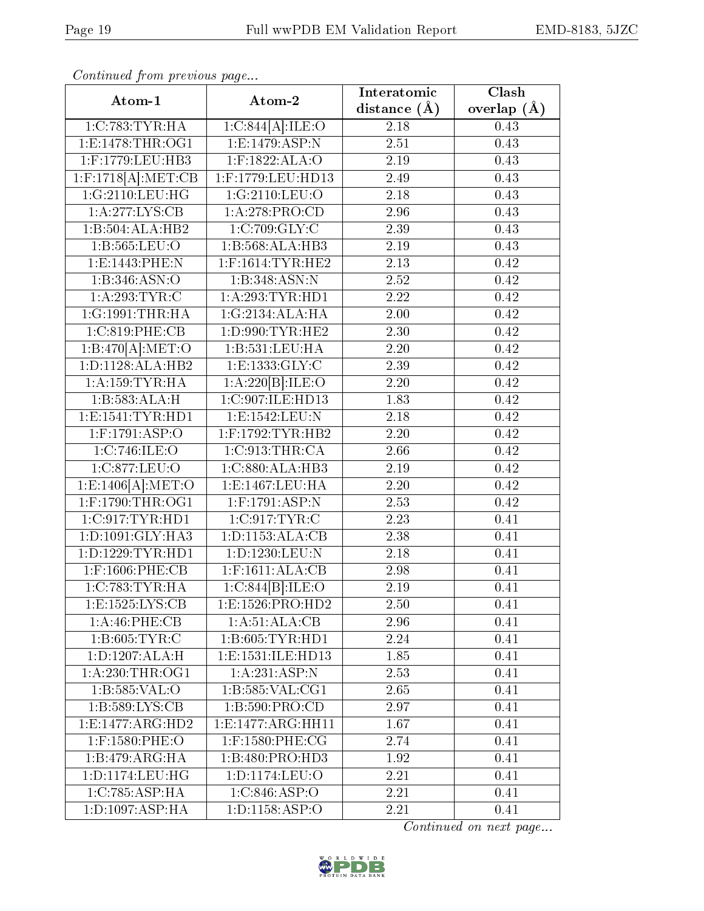*Continued from previous page...*

| Atom-1 | Atom-2 | Interatomic distance (Å) | Clash overlap (Å) |
| --- | --- | --- | --- |
| 1:C:783:TYR:HA | 1:C:844[A]:ILE:O | 2.18 | 0.43 |
| 1:E:1478:THR:OG1 | 1:E:1479:ASP:N | 2.51 | 0.43 |
| 1:F:1779:LEU:HB3 | 1:F:1822:ALA:O | 2.19 | 0.43 |
| 1:F:1718[A]:MET:CB | 1:F:1779:LEU:HD13 | 2.49 | 0.43 |
| 1:G:2110:LEU:HG | 1:G:2110:LEU:O | 2.18 | 0.43 |
| 1:A:277:LYS:CB | 1:A:278:PRO:CD | 2.96 | 0.43 |
| 1:B:504:ALA:HB2 | 1:C:709:GLY:C | 2.39 | 0.43 |
| 1:B:565:LEU:O | 1:B:568:ALA:HB3 | 2.19 | 0.43 |
| 1:E:1443:PHE:N | 1:F:1614:TYR:HE2 | 2.13 | 0.42 |
| 1:B:346:ASN:O | 1:B:348:ASN:N | 2.52 | 0.42 |
| 1:A:293:TYR:C | 1:A:293:TYR:HD1 | 2.22 | 0.42 |
| 1:G:1991:THR:HA | 1:G:2134:ALA:HA | 2.00 | 0.42 |
| 1:C:819:PHE:CB | 1:D:990:TYR:HE2 | 2.30 | 0.42 |
| 1:B:470[A]:MET:O | 1:B:531:LEU:HA | 2.20 | 0.42 |
| 1:D:1128:ALA:HB2 | 1:E:1333:GLY:C | 2.39 | 0.42 |
| 1:A:159:TYR:HA | 1:A:220[B]:ILE:O | 2.20 | 0.42 |
| 1:B:583:ALA:H | 1:C:907:ILE:HD13 | 1.83 | 0.42 |
| 1:E:1541:TYR:HD1 | 1:E:1542:LEU:N | 2.18 | 0.42 |
| 1:F:1791:ASP:O | 1:F:1792:TYR:HB2 | 2.20 | 0.42 |
| 1:C:746:ILE:O | 1:C:913:THR:CA | 2.66 | 0.42 |
| 1:C:877:LEU:O | 1:C:880:ALA:HB3 | 2.19 | 0.42 |
| 1:E:1406[A]:MET:O | 1:E:1467:LEU:HA | 2.20 | 0.42 |
| 1:F:1790:THR:OG1 | 1:F:1791:ASP:N | 2.53 | 0.42 |
| 1:C:917:TYR:HD1 | 1:C:917:TYR:C | 2.23 | 0.41 |
| 1:D:1091:GLY:HA3 | 1:D:1153:ALA:CB | 2.38 | 0.41 |
| 1:D:1229:TYR:HD1 | 1:D:1230:LEU:N | 2.18 | 0.41 |
| 1:F:1606:PHE:CB | 1:F:1611:ALA:CB | 2.98 | 0.41 |
| 1:C:783:TYR:HA | 1:C:844[B]:ILE:O | 2.19 | 0.41 |
| 1:E:1525:LYS:CB | 1:E:1526:PRO:HD2 | 2.50 | 0.41 |
| 1:A:46:PHE:CB | 1:A:51:ALA:CB | 2.96 | 0.41 |
| 1:B:605:TYR:C | 1:B:605:TYR:HD1 | 2.24 | 0.41 |
| 1:D:1207:ALA:H | 1:E:1531:ILE:HD13 | 1.85 | 0.41 |
| 1:A:230:THR:OG1 | 1:A:231:ASP:N | 2.53 | 0.41 |
| 1:B:585:VAL:O | 1:B:585:VAL:CG1 | 2.65 | 0.41 |
| 1:B:589:LYS:CB | 1:B:590:PRO:CD | 2.97 | 0.41 |
| 1:E:1477:ARG:HD2 | 1:E:1477:ARG:HH11 | 1.67 | 0.41 |
| 1:F:1580:PHE:O | 1:F:1580:PHE:CG | 2.74 | 0.41 |
| 1:B:479:ARG:HA | 1:B:480:PRO:HD3 | 1.92 | 0.41 |
| 1:D:1174:LEU:HG | 1:D:1174:LEU:O | 2.21 | 0.41 |
| 1:C:785:ASP:HA | 1:C:846:ASP:O | 2.21 | 0.41 |
| 1:D:1097:ASP:HA | 1:D:1158:ASP:O | 2.21 | 0.41 |

*Continued on next page...*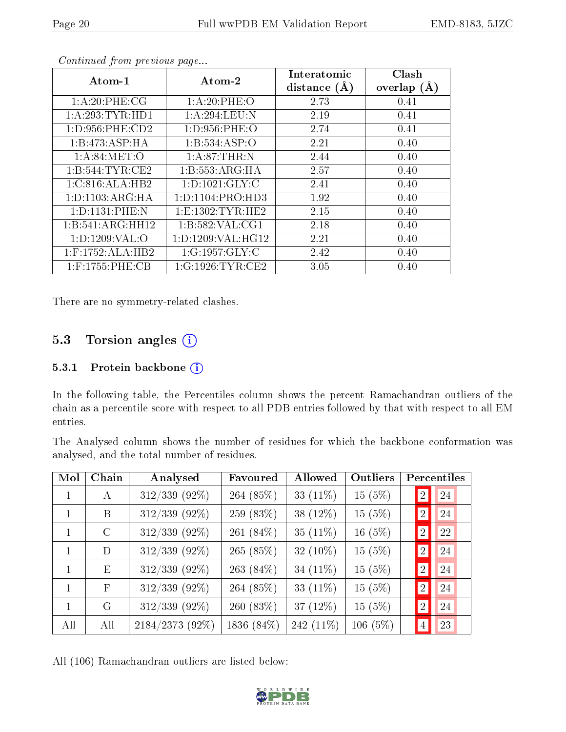*Continued from previous page...*

| Atom-1 | Atom-2 | Interatomic distance (Å) | Clash overlap (Å) |
|---|---|---|---|
| 1:A:20:PHE:CG | 1:A:20:PHE:O | 2.73 | 0.41 |
| 1:A:293:TYR:HD1 | 1:A:294:LEU:N | 2.19 | 0.41 |
| 1:D:956:PHE:CD2 | 1:D:956:PHE:O | 2.74 | 0.41 |
| 1:B:473:ASP:HA | 1:B:534:ASP:O | 2.21 | 0.40 |
| 1:A:84:MET:O | 1:A:87:THR:N | 2.44 | 0.40 |
| 1:B:544:TYR:CE2 | 1:B:553:ARG:HA | 2.57 | 0.40 |
| 1:C:816:ALA:HB2 | 1:D:1021:GLY:C | 2.41 | 0.40 |
| 1:D:1103:ARG:HA | 1:D:1104:PRO:HD3 | 1.92 | 0.40 |
| 1:D:1131:PHE:N | 1:E:1302:TYR:HE2 | 2.15 | 0.40 |
| 1:B:541:ARG:HH12 | 1:B:582:VAL:CG1 | 2.18 | 0.40 |
| 1:D:1209:VAL:O | 1:D:1209:VAL:HG12 | 2.21 | 0.40 |
| 1:F:1752:ALA:HB2 | 1:G:1957:GLY:C | 2.42 | 0.40 |
| 1:F:1755:PHE:CB | 1:G:1926:TYR:CE2 | 3.05 | 0.40 |

There are no symmetry-related clashes.

## 5.3 Torsion angles (i)

### 5.3.1 Protein backbone (i)

In the following table, the Percentiles column shows the percent Ramachandran outliers of the chain as a percentile score with respect to all PDB entries followed by that with respect to all EM entries.

The Analysed column shows the number of residues for which the backbone conformation was analysed, and the total number of residues.

| Mol | Chain | Analysed | Favoured | Allowed | Outliers | Percentiles | |
|---|---|---|---|---|---|---|---|
| 1 | A | 312/339 (92%) | 264 (85%) | 33 (11%) | 15 (5%) | 2 | 24 |
| 1 | B | 312/339 (92%) | 259 (83%) | 38 (12%) | 15 (5%) | 2 | 24 |
| 1 | C | 312/339 (92%) | 261 (84%) | 35 (11%) | 16 (5%) | 2 | 22 |
| 1 | D | 312/339 (92%) | 265 (85%) | 32 (10%) | 15 (5%) | 2 | 24 |
| 1 | E | 312/339 (92%) | 263 (84%) | 34 (11%) | 15 (5%) | 2 | 24 |
| 1 | F | 312/339 (92%) | 264 (85%) | 33 (11%) | 15 (5%) | 2 | 24 |
| 1 | G | 312/339 (92%) | 260 (83%) | 37 (12%) | 15 (5%) | 2 | 24 |
| All | All | 2184/2373 (92%) | 1836 (84%) | 242 (11%) | 106 (5%) | 4 | 23 |

All (106) Ramachandran outliers are listed below: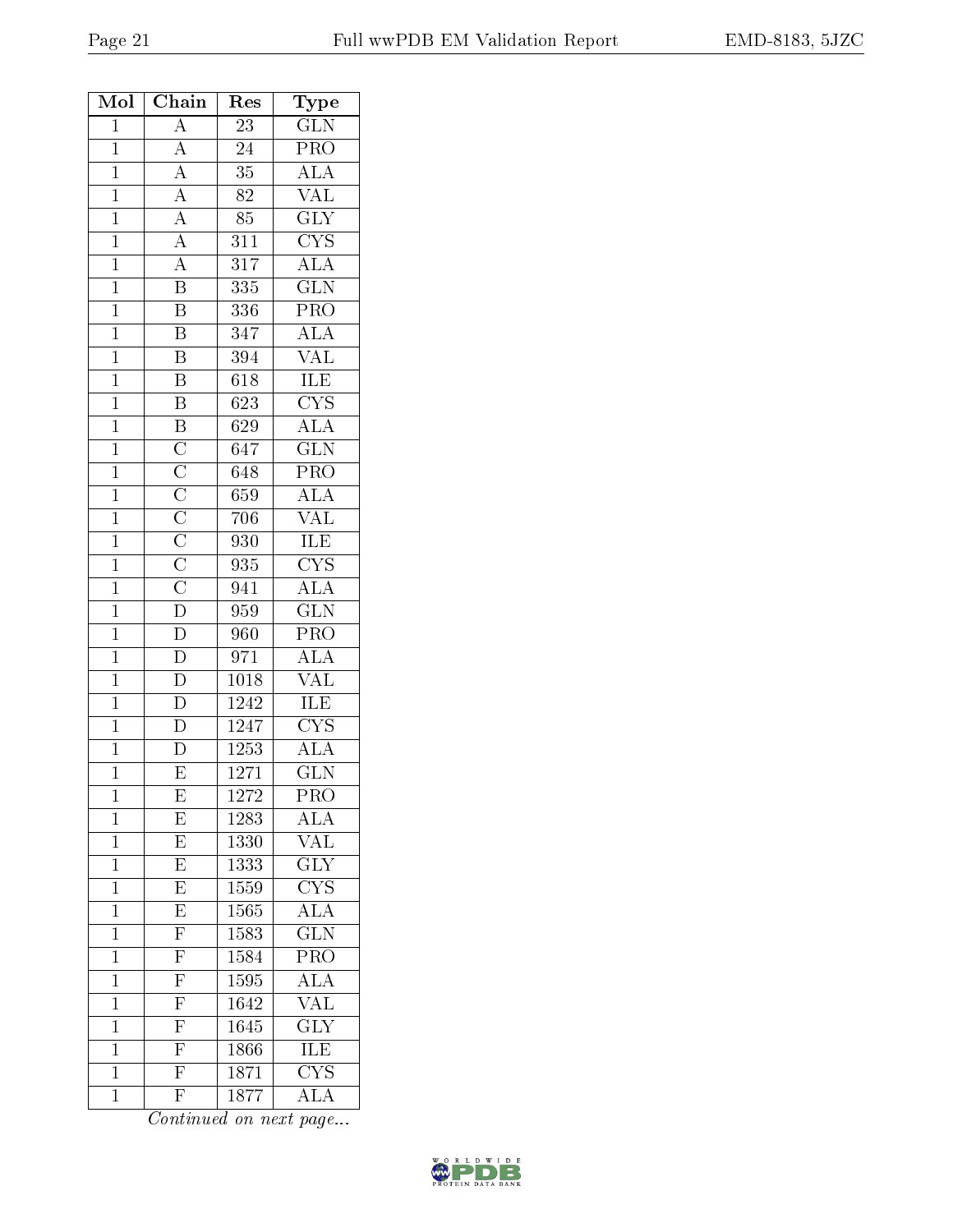| Mol | Chain | Res | Type |
| --- | --- | --- | --- |
| 1 | A | 23 | GLN |
| 1 | A | 24 | PRO |
| 1 | A | 35 | ALA |
| 1 | A | 82 | VAL |
| 1 | A | 85 | GLY |
| 1 | A | 311 | CYS |
| 1 | A | 317 | ALA |
| 1 | B | 335 | GLN |
| 1 | B | 336 | PRO |
| 1 | B | 347 | ALA |
| 1 | B | 394 | VAL |
| 1 | B | 618 | ILE |
| 1 | B | 623 | CYS |
| 1 | B | 629 | ALA |
| 1 | C | 647 | GLN |
| 1 | C | 648 | PRO |
| 1 | C | 659 | ALA |
| 1 | C | 706 | VAL |
| 1 | C | 930 | ILE |
| 1 | C | 935 | CYS |
| 1 | C | 941 | ALA |
| 1 | D | 959 | GLN |
| 1 | D | 960 | PRO |
| 1 | D | 971 | ALA |
| 1 | D | 1018 | VAL |
| 1 | D | 1242 | ILE |
| 1 | D | 1247 | CYS |
| 1 | D | 1253 | ALA |
| 1 | E | 1271 | GLN |
| 1 | E | 1272 | PRO |
| 1 | E | 1283 | ALA |
| 1 | E | 1330 | VAL |
| 1 | E | 1333 | GLY |
| 1 | E | 1559 | CYS |
| 1 | E | 1565 | ALA |
| 1 | F | 1583 | GLN |
| 1 | F | 1584 | PRO |
| 1 | F | 1595 | ALA |
| 1 | F | 1642 | VAL |
| 1 | F | 1645 | GLY |
| 1 | F | 1866 | ILE |
| 1 | F | 1871 | CYS |
| 1 | F | 1877 | ALA |

*Continued on next page...*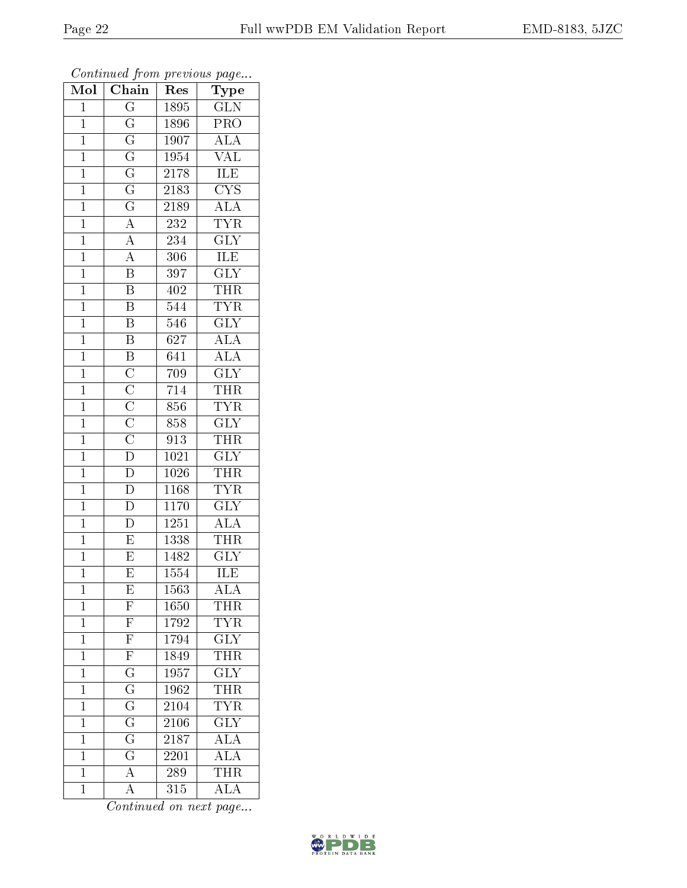*Continued from previous page...*

| Mol | Chain | Res | Type |
|---|---|---|---|
| 1 | G | 1895 | GLN |
| 1 | G | 1896 | PRO |
| 1 | G | 1907 | ALA |
| 1 | G | 1954 | VAL |
| 1 | G | 2178 | ILE |
| 1 | G | 2183 | CYS |
| 1 | G | 2189 | ALA |
| 1 | A | 232 | TYR |
| 1 | A | 234 | GLY |
| 1 | A | 306 | ILE |
| 1 | B | 397 | GLY |
| 1 | B | 402 | THR |
| 1 | B | 544 | TYR |
| 1 | B | 546 | GLY |
| 1 | B | 627 | ALA |
| 1 | B | 641 | ALA |
| 1 | C | 709 | GLY |
| 1 | C | 714 | THR |
| 1 | C | 856 | TYR |
| 1 | C | 858 | GLY |
| 1 | C | 913 | THR |
| 1 | D | 1021 | GLY |
| 1 | D | 1026 | THR |
| 1 | D | 1168 | TYR |
| 1 | D | 1170 | GLY |
| 1 | D | 1251 | ALA |
| 1 | E | 1338 | THR |
| 1 | E | 1482 | GLY |
| 1 | E | 1554 | ILE |
| 1 | E | 1563 | ALA |
| 1 | F | 1650 | THR |
| 1 | F | 1792 | TYR |
| 1 | F | 1794 | GLY |
| 1 | F | 1849 | THR |
| 1 | G | 1957 | GLY |
| 1 | G | 1962 | THR |
| 1 | G | 2104 | TYR |
| 1 | G | 2106 | GLY |
| 1 | G | 2187 | ALA |
| 1 | G | 2201 | ALA |
| 1 | A | 289 | THR |
| 1 | A | 315 | ALA |

*Continued on next page...*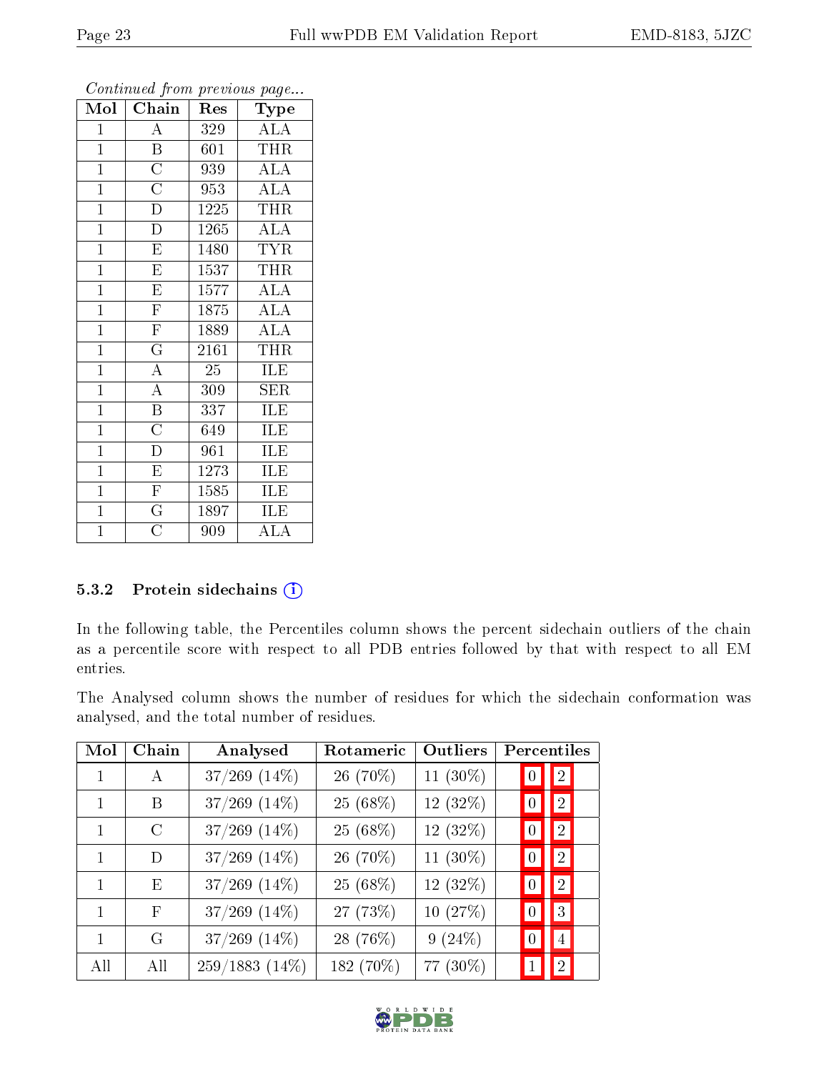*Continued from previous page...*

| Mol | Chain | Res | Type |
|---|---|---|---|
| 1 | A | 329 | ALA |
| 1 | B | 601 | THR |
| 1 | C | 939 | ALA |
| 1 | C | 953 | ALA |
| 1 | D | 1225 | THR |
| 1 | D | 1265 | ALA |
| 1 | E | 1480 | TYR |
| 1 | E | 1537 | THR |
| 1 | E | 1577 | ALA |
| 1 | F | 1875 | ALA |
| 1 | F | 1889 | ALA |
| 1 | G | 2161 | THR |
| 1 | A | 25 | ILE |
| 1 | A | 309 | SER |
| 1 | B | 337 | ILE |
| 1 | C | 649 | ILE |
| 1 | D | 961 | ILE |
| 1 | E | 1273 | ILE |
| 1 | F | 1585 | ILE |
| 1 | G | 1897 | ILE |
| 1 | C | 909 | ALA |

### 5.3.2 Protein sidechains

In the following table, the Percentiles column shows the percent sidechain outliers of the chain as a percentile score with respect to all PDB entries followed by that with respect to all EM entries.

The Analysed column shows the number of residues for which the sidechain conformation was analysed, and the total number of residues.

| Mol | Chain | Analysed | Rotameric | Outliers | Percentiles | |
|---|---|---|---|---|---|---|
| 1 | A | 37/269 (14%) | 26 (70%) | 11 (30%) | 0 | 2 |
| 1 | B | 37/269 (14%) | 25 (68%) | 12 (32%) | 0 | 2 |
| 1 | C | 37/269 (14%) | 25 (68%) | 12 (32%) | 0 | 2 |
| 1 | D | 37/269 (14%) | 26 (70%) | 11 (30%) | 0 | 2 |
| 1 | E | 37/269 (14%) | 25 (68%) | 12 (32%) | 0 | 2 |
| 1 | F | 37/269 (14%) | 27 (73%) | 10 (27%) | 0 | 3 |
| 1 | G | 37/269 (14%) | 28 (76%) | 9 (24%) | 0 | 4 |
| All | All | 259/1883 (14%) | 182 (70%) | 77 (30%) | 1 | 2 |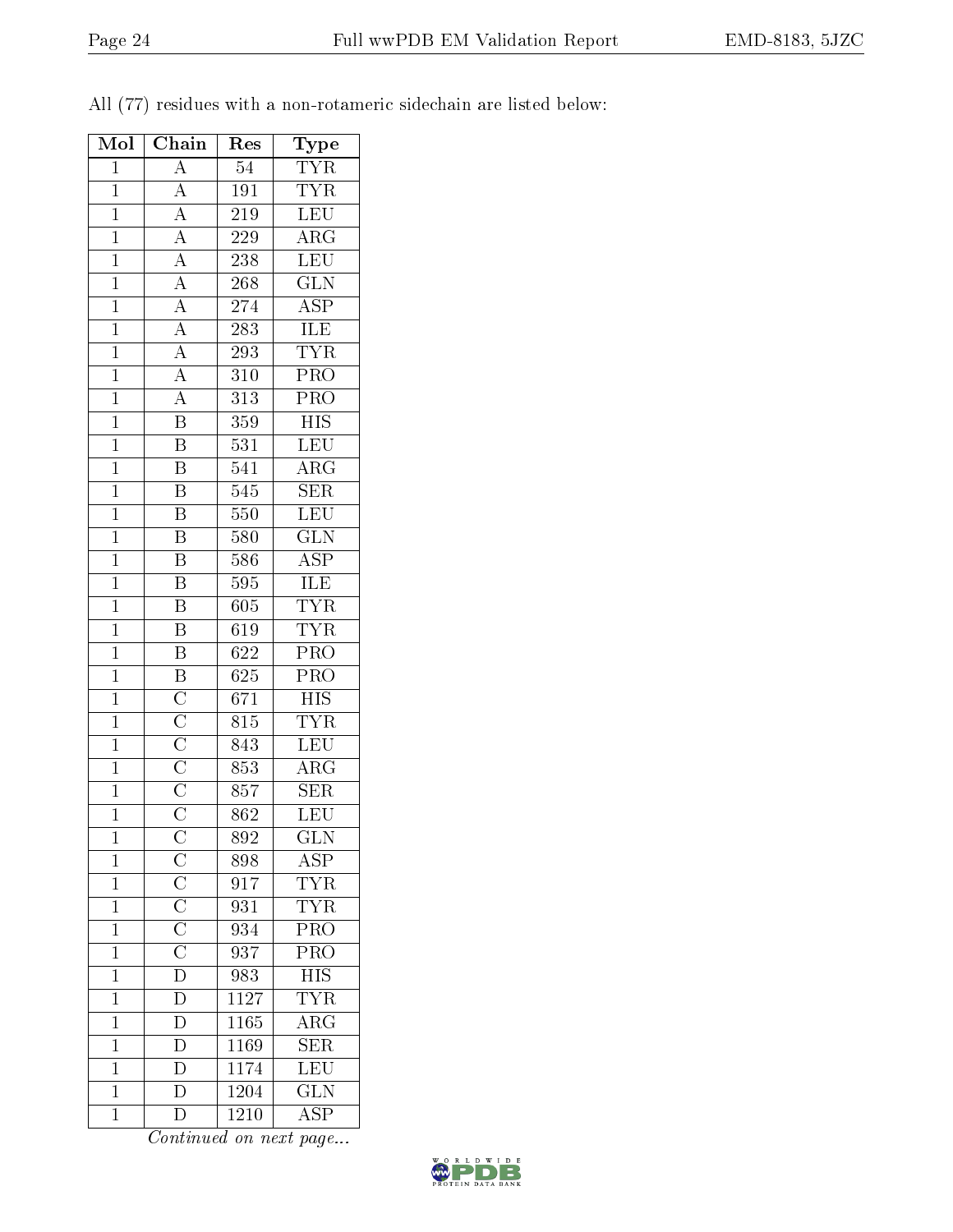All (77) residues with a non-rotameric sidechain are listed below:

| Mol | Chain | Res | Type |
|---|---|---|---|
| 1 | A | 54 | TYR |
| 1 | A | 191 | TYR |
| 1 | A | 219 | LEU |
| 1 | A | 229 | ARG |
| 1 | A | 238 | LEU |
| 1 | A | 268 | GLN |
| 1 | A | 274 | ASP |
| 1 | A | 283 | ILE |
| 1 | A | 293 | TYR |
| 1 | A | 310 | PRO |
| 1 | A | 313 | PRO |
| 1 | B | 359 | HIS |
| 1 | B | 531 | LEU |
| 1 | B | 541 | ARG |
| 1 | B | 545 | SER |
| 1 | B | 550 | LEU |
| 1 | B | 580 | GLN |
| 1 | B | 586 | ASP |
| 1 | B | 595 | ILE |
| 1 | B | 605 | TYR |
| 1 | B | 619 | TYR |
| 1 | B | 622 | PRO |
| 1 | B | 625 | PRO |
| 1 | C | 671 | HIS |
| 1 | C | 815 | TYR |
| 1 | C | 843 | LEU |
| 1 | C | 853 | ARG |
| 1 | C | 857 | SER |
| 1 | C | 862 | LEU |
| 1 | C | 892 | GLN |
| 1 | C | 898 | ASP |
| 1 | C | 917 | TYR |
| 1 | C | 931 | TYR |
| 1 | C | 934 | PRO |
| 1 | C | 937 | PRO |
| 1 | D | 983 | HIS |
| 1 | D | 1127 | TYR |
| 1 | D | 1165 | ARG |
| 1 | D | 1169 | SER |
| 1 | D | 1174 | LEU |
| 1 | D | 1204 | GLN |
| 1 | D | 1210 | ASP |

*Continued on next page...*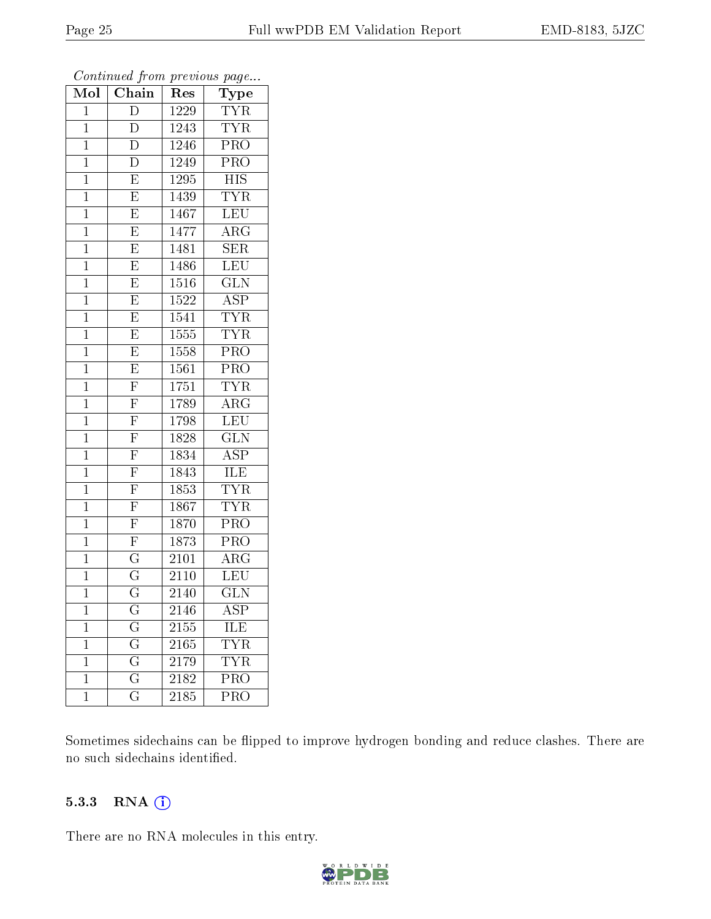*Continued from previous page...*

| Mol | Chain | Res | Type |
|---|---|---|---|
| 1 | D | 1229 | TYR |
| 1 | D | 1243 | TYR |
| 1 | D | 1246 | PRO |
| 1 | D | 1249 | PRO |
| 1 | E | 1295 | HIS |
| 1 | E | 1439 | TYR |
| 1 | E | 1467 | LEU |
| 1 | E | 1477 | ARG |
| 1 | E | 1481 | SER |
| 1 | E | 1486 | LEU |
| 1 | E | 1516 | GLN |
| 1 | E | 1522 | ASP |
| 1 | E | 1541 | TYR |
| 1 | E | 1555 | TYR |
| 1 | E | 1558 | PRO |
| 1 | E | 1561 | PRO |
| 1 | F | 1751 | TYR |
| 1 | F | 1789 | ARG |
| 1 | F | 1798 | LEU |
| 1 | F | 1828 | GLN |
| 1 | F | 1834 | ASP |
| 1 | F | 1843 | ILE |
| 1 | F | 1853 | TYR |
| 1 | F | 1867 | TYR |
| 1 | F | 1870 | PRO |
| 1 | F | 1873 | PRO |
| 1 | G | 2101 | ARG |
| 1 | G | 2110 | LEU |
| 1 | G | 2140 | GLN |
| 1 | G | 2146 | ASP |
| 1 | G | 2155 | ILE |
| 1 | G | 2165 | TYR |
| 1 | G | 2179 | TYR |
| 1 | G | 2182 | PRO |
| 1 | G | 2185 | PRO |

Sometimes sidechains can be flipped to improve hydrogen bonding and reduce clashes. There are no such sidechains identified.

### 5.3.3 RNA

There are no RNA molecules in this entry.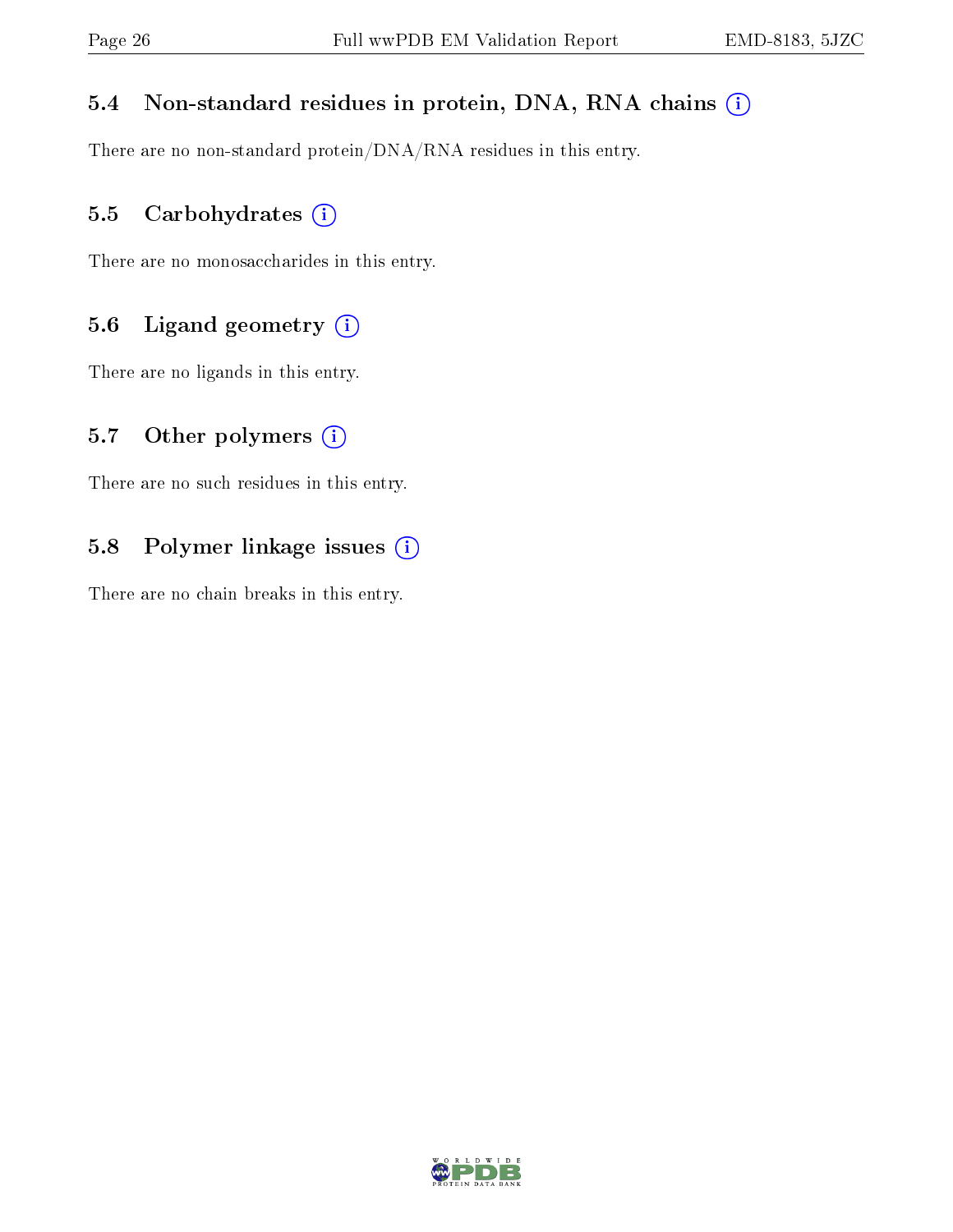### 5.4 Non-standard residues in protein, DNA, RNA chains

There are no non-standard protein/DNA/RNA residues in this entry.

### 5.5 Carbohydrates

There are no monosaccharides in this entry.

### 5.6 Ligand geometry

There are no ligands in this entry.

### 5.7 Other polymers

There are no such residues in this entry.

### 5.8 Polymer linkage issues

There are no chain breaks in this entry.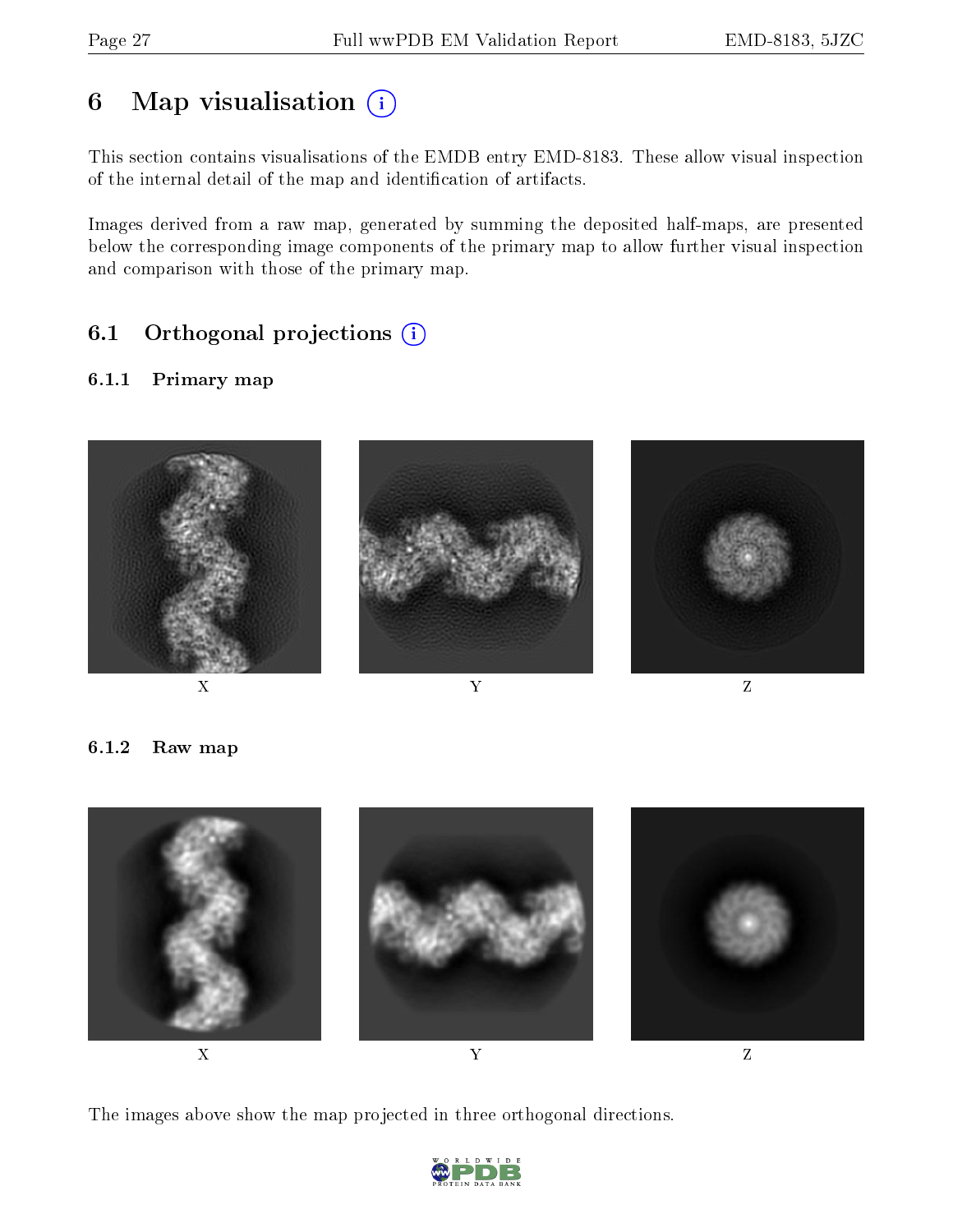# 6 Map visualisation

This section contains visualisations of the EMDB entry EMD-8183. These allow visual inspection of the internal detail of the map and identification of artifacts.

Images derived from a raw map, generated by summing the deposited half-maps, are presented below the corresponding image components of the primary map to allow further visual inspection and comparison with those of the primary map.

## 6.1 Orthogonal projections

### 6.1.1 Primary map

X Y Z

### 6.1.2 Raw map

X Y Z

The images above show the map projected in three orthogonal directions.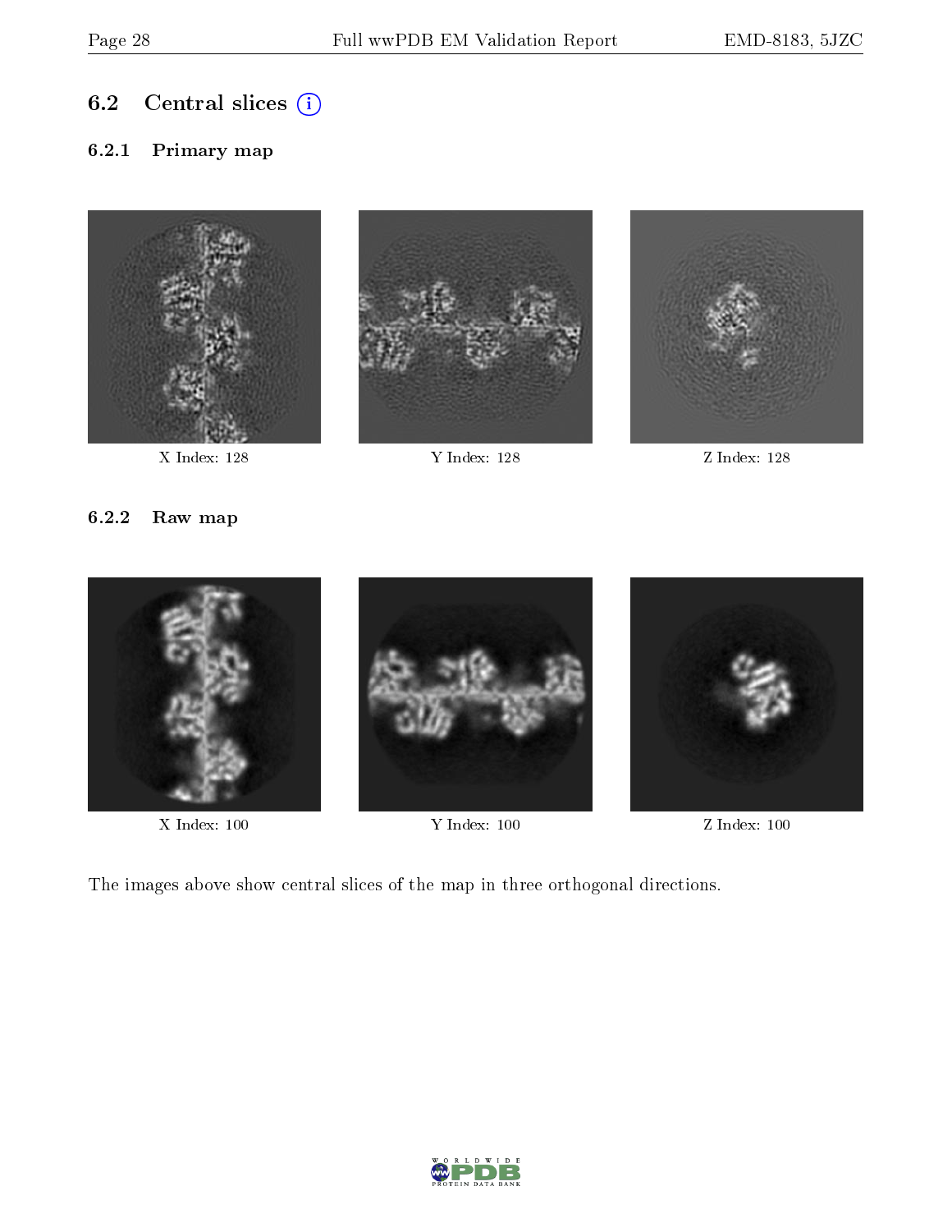## 6.2 Central slices

### 6.2.1 Primary map

X Index: 128

Y Index: 128

Z Index: 128

### 6.2.2 Raw map

X Index: 100

Y Index: 100

Z Index: 100

The images above show central slices of the map in three orthogonal directions.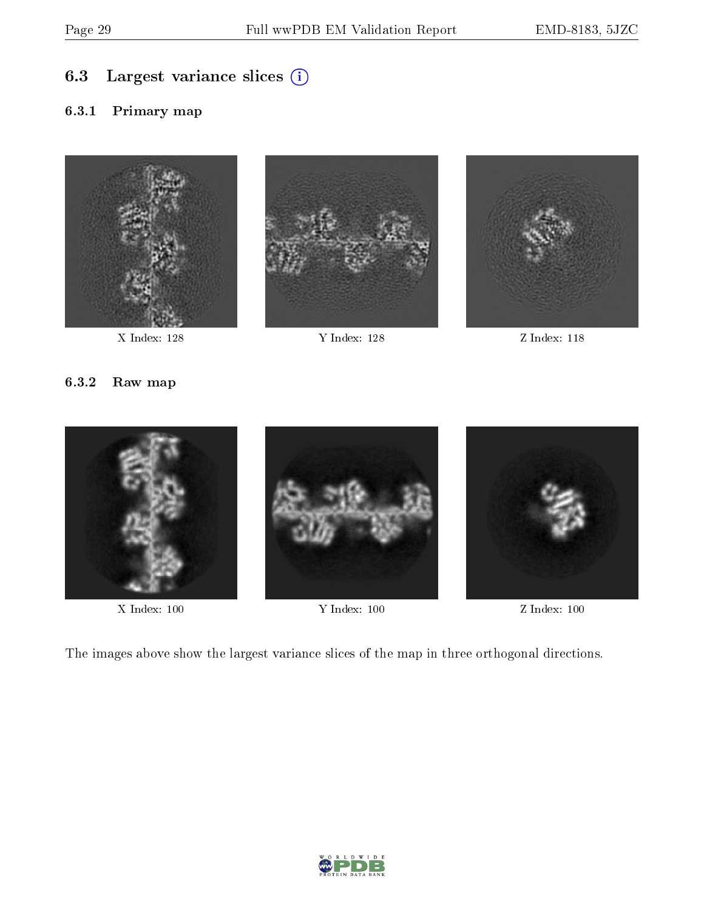## 6.3 Largest variance slices

### 6.3.1 Primary map

X Index: 128

Y Index: 128

Z Index: 118

### 6.3.2 Raw map

X Index: 100

Y Index: 100

Z Index: 100

The images above show the largest variance slices of the map in three orthogonal directions.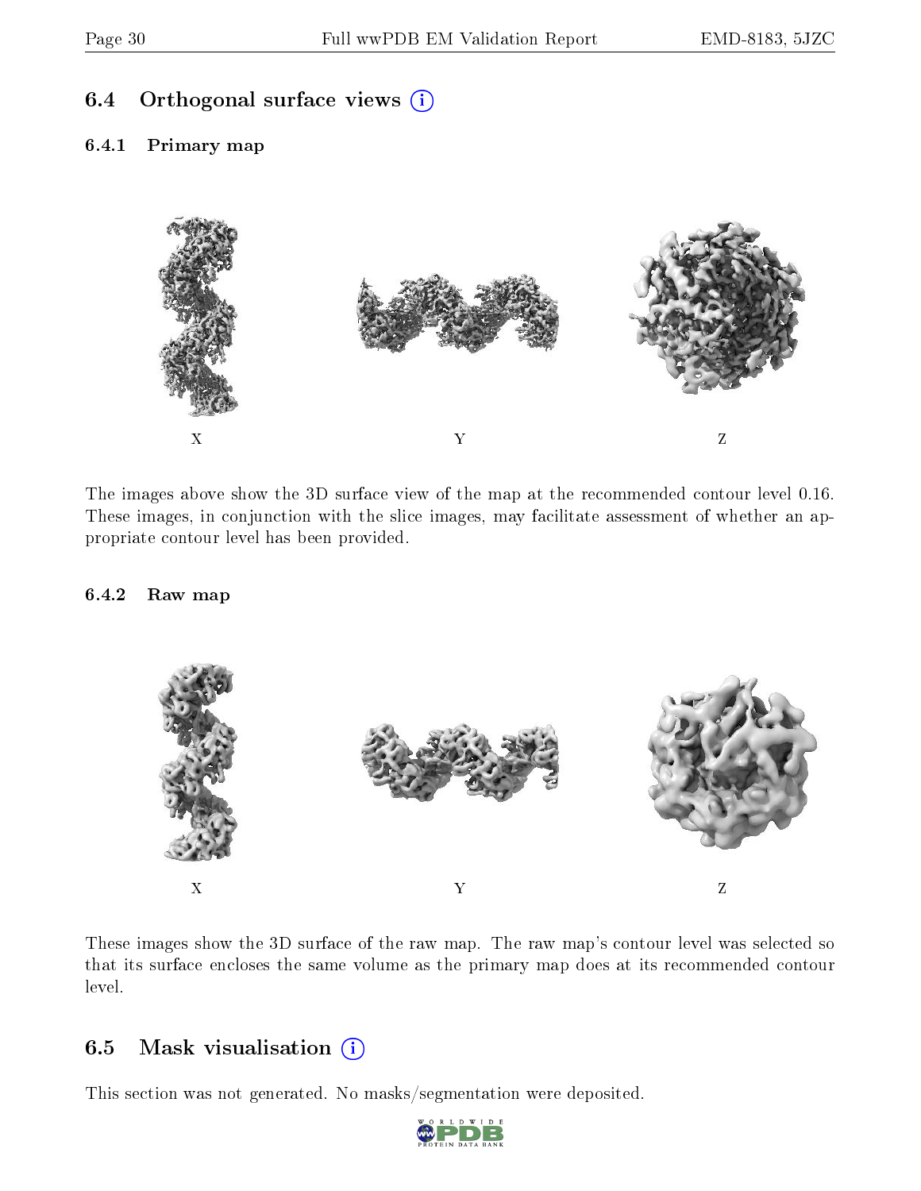## 6.4 Orthogonal surface views

### 6.4.1 Primary map

X Y Z

The images above show the 3D surface view of the map at the recommended contour level 0.16. These images, in conjunction with the slice images, may facilitate assessment of whether an appropriate contour level has been provided.

### 6.4.2 Raw map

X Y Z

These images show the 3D surface of the raw map. The raw map's contour level was selected so that its surface encloses the same volume as the primary map does at its recommended contour level.

## 6.5 Mask visualisation

This section was not generated. No masks/segmentation were deposited.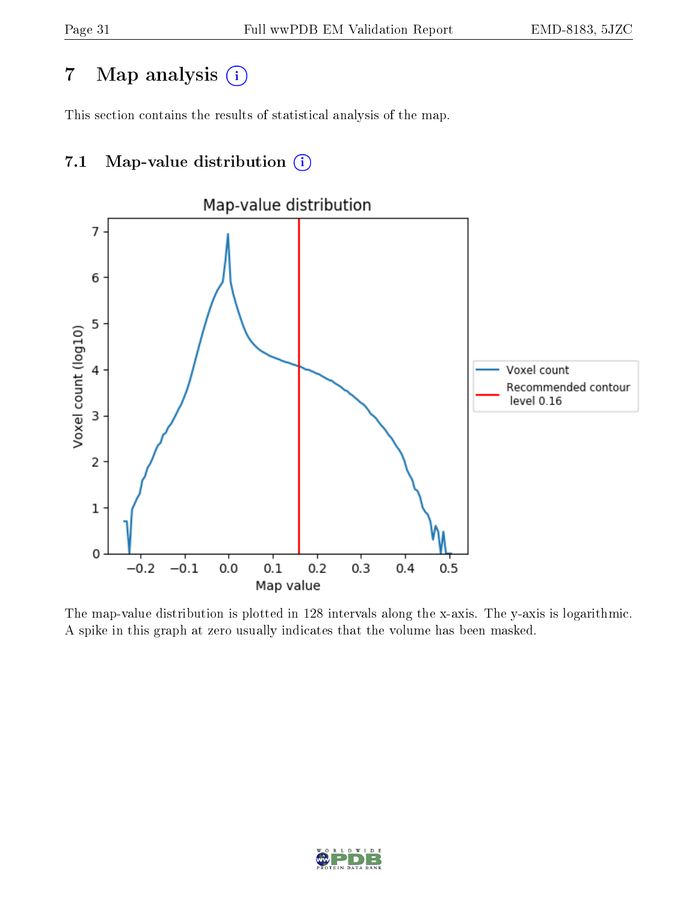# 7 Map analysis (i)

This section contains the results of statistical analysis of the map.

## 7.1 Map-value distribution (i)

The map-value distribution is plotted in 128 intervals along the x-axis. The y-axis is logarithmic. A spike in this graph at zero usually indicates that the volume has been masked.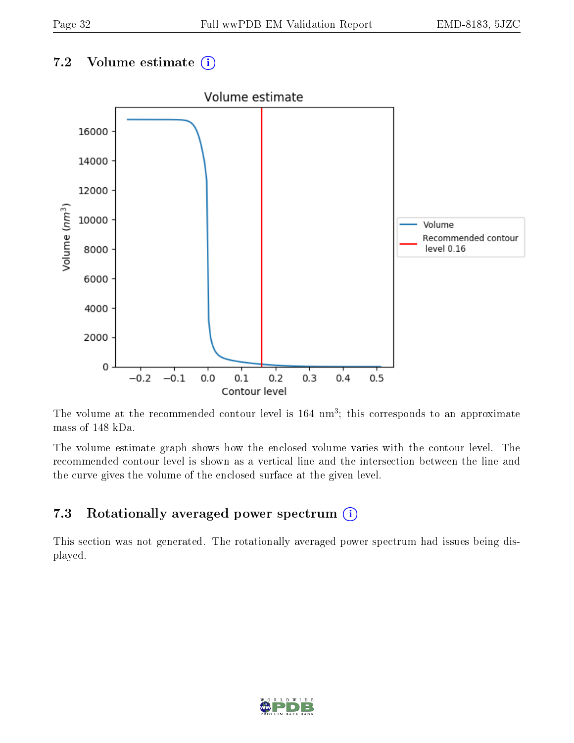## 7.2 Volume estimate ⓘ

The volume at the recommended contour level is 164 $nm^3$; this corresponds to an approximate mass of 148 kDa.

The volume estimate graph shows how the enclosed volume varies with the contour level. The recommended contour level is shown as a vertical line and the intersection between the line and the curve gives the volume of the enclosed surface at the given level.

## 7.3 Rotationally averaged power spectrum ⓘ

This section was not generated. The rotationally averaged power spectrum had issues being displayed.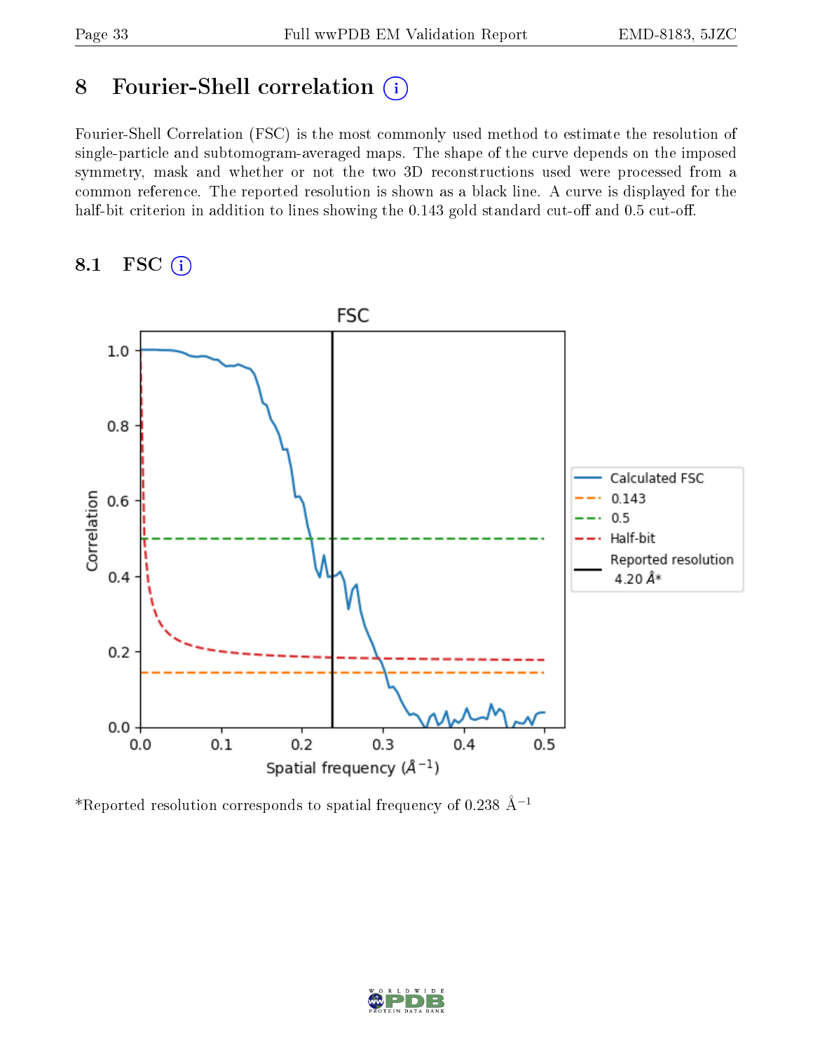# 8 Fourier-Shell correlation

Fourier-Shell Correlation (FSC) is the most commonly used method to estimate the resolution of single-particle and subtomogram-averaged maps. The shape of the curve depends on the imposed symmetry, mask and whether or not the two 3D reconstructions used were processed from a common reference. The reported resolution is shown as a black line. A curve is displayed for the half-bit criterion in addition to lines showing the 0.143 gold standard cut-off and 0.5 cut-off.

## 8.1 FSC

*Reported resolution corresponds to spatial frequency of 0.238 Å$^{-1}$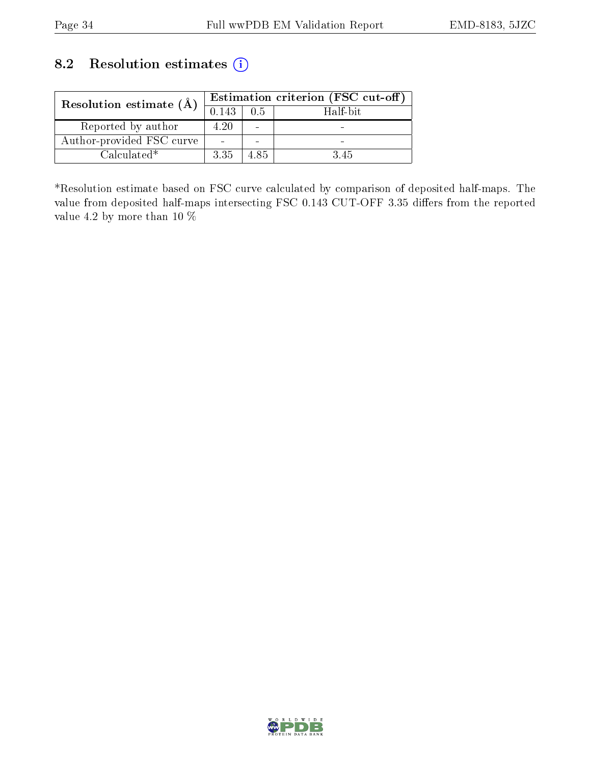## 8.2 Resolution estimates

| Resolution estimate (Å) | Estimation criterion (FSC cut-off) | | |
|---|---|---|---|
| | 0.143 | 0.5 | Half-bit |
| Reported by author | 4.20 | - | - |
| Author-provided FSC curve | - | - | - |
| Calculated* | 3.35 | 4.85 | 3.45 |

*Resolution estimate based on FSC curve calculated by comparison of deposited half-maps. The value from deposited half-maps intersecting FSC 0.143 CUT-OFF 3.35 differs from the reported value 4.2 by more than 10 %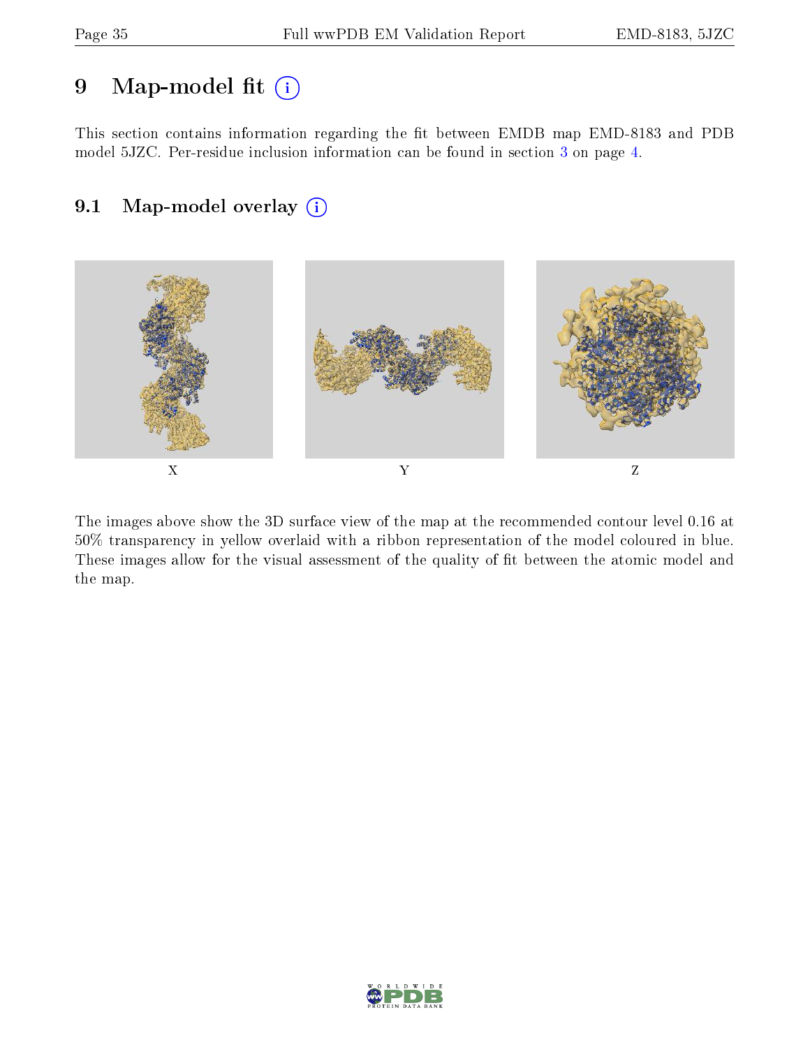# 9 Map-model fit (i)

This section contains information regarding the fit between EMDB map EMD-8183 and PDB model 5JZC. Per-residue inclusion information can be found in section 3 on page 4.

## 9.1 Map-model overlay (i)

X Y Z

The images above show the 3D surface view of the map at the recommended contour level 0.16 at 50% transparency in yellow overlaid with a ribbon representation of the model coloured in blue. These images allow for the visual assessment of the quality of fit between the atomic model and the map.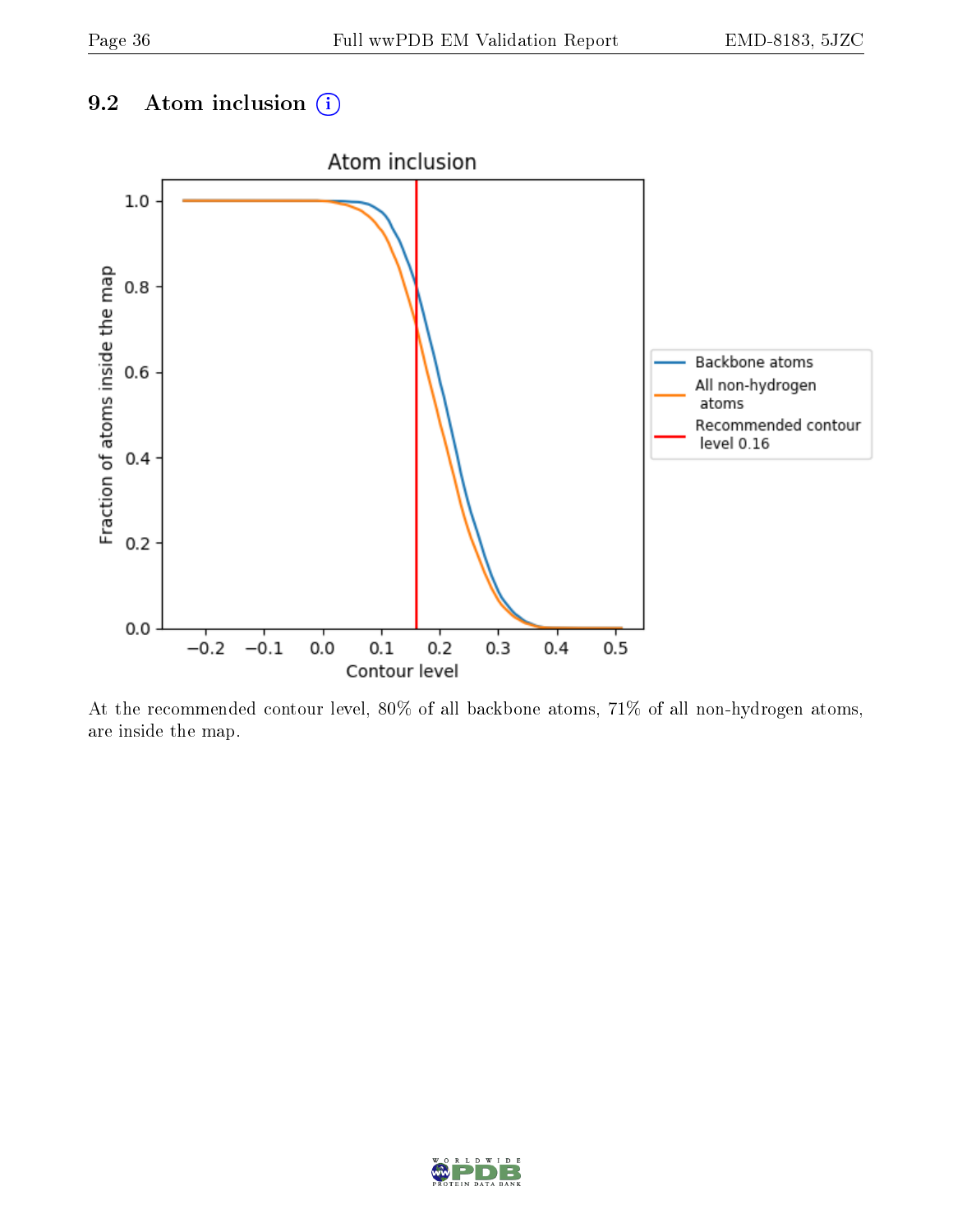## 9.2 Atom inclusion

Atom inclusion

Fraction of atoms inside the map

Contour level

1.0
0.8
0.6
0.4
0.2
0.0

−0.2 −0.1 0.0 0.1 0.2 0.3 0.4 0.5

Backbone atoms

All non-hydrogen atoms

Recommended contour level 0.16

At the recommended contour level, 80% of all backbone atoms, 71% of all non-hydrogen atoms, are inside the map.